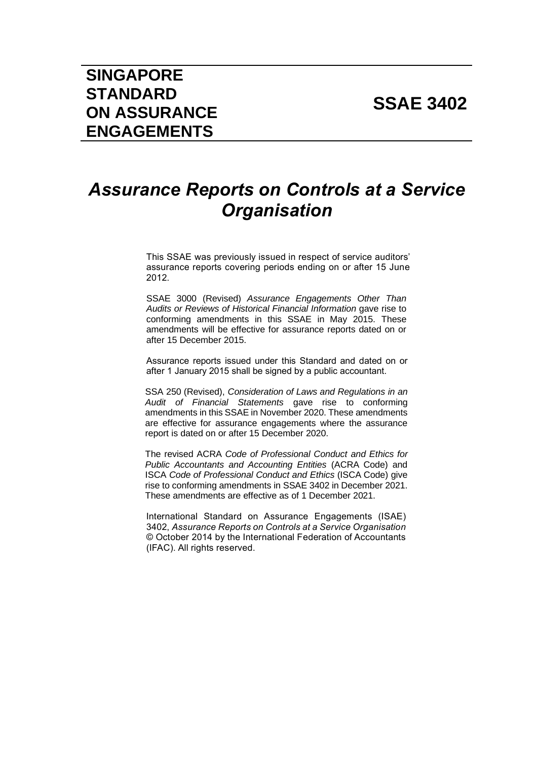# SINGAPORE STANDARD ON ASSURANCE ENGAGEMENTS

# SSAE 3402

## *Assurance Reports on Controls at a Service Organisation*

This SSAE was previously issued in respect of service auditors' assurance reports covering periods ending on or after 15 June 2012.

SSAE 3000 (Revised) *Assurance Engagements Other Than Audits or Reviews of Historical Financial Information* gave rise to conforming amendments in this SSAE in May 2015. These amendments will be effective for assurance reports dated on or after 15 December 2015.

Assurance reports issued under this Standard and dated on or after 1 January 2015 shall be signed by a public accountant.

SSA 250 (Revised), *Consideration of Laws and Regulations in an Audit of Financial Statements* gave rise to conforming amendments in this SSAE in November 2020. These amendments are effective for assurance engagements where the assurance report is dated on or after 15 December 2020.

The revised ACRA *Code of Professional Conduct and Ethics for Public Accountants and Accounting Entities* (ACRA Code) and ISCA *Code of Professional Conduct and Ethics* (ISCA Code) give rise to conforming amendments in SSAE 3402 in December 2021. These amendments are effective as of 1 December 2021.

International Standard on Assurance Engagements (ISAE) 3402, *Assurance Reports on Controls at a Service Organisation* © October 2014 by the International Federation of Accountants (IFAC). All rights reserved.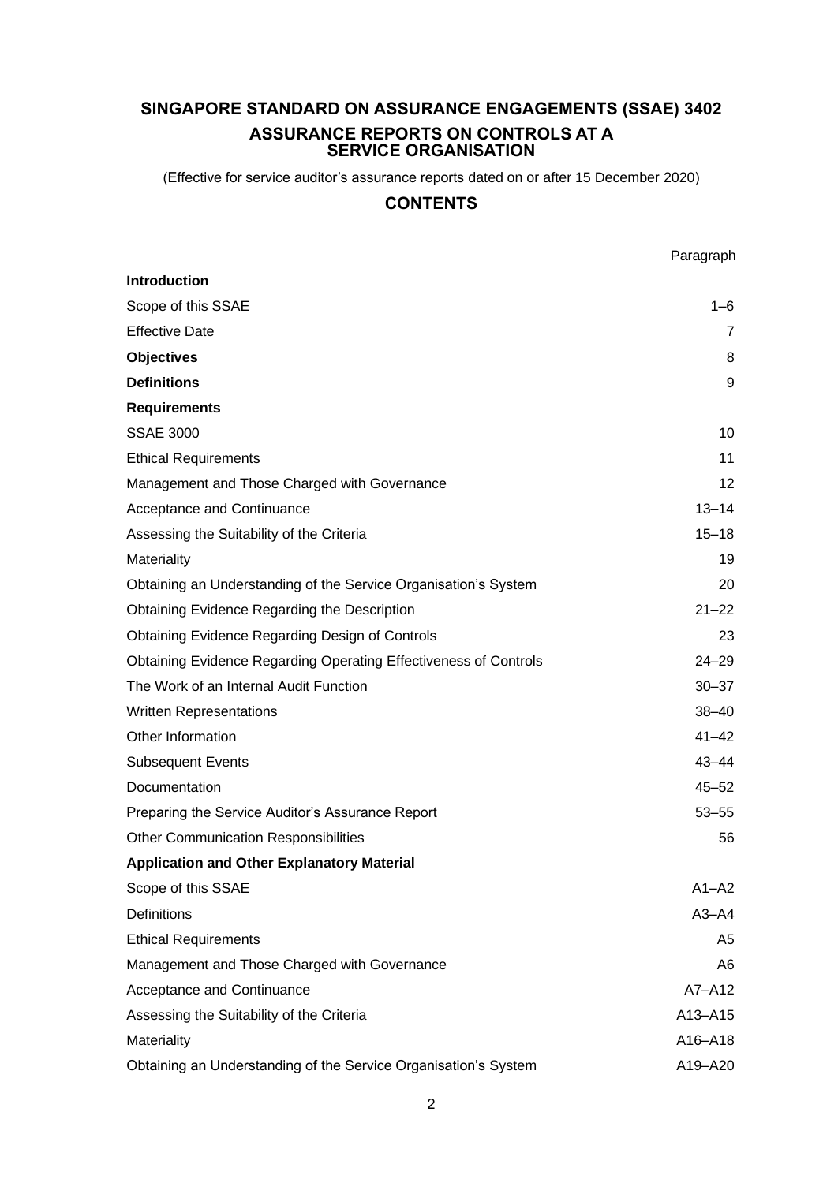# SINGAPORE STANDARD ON ASSURANCE ENGAGEMENTS (SSAE) 3402

## ASSURANCE REPORTS ON CONTROLS AT A SERVICE ORGANISATION

(Effective for service auditor's assurance reports dated on or after 15 December 2020)

## CONTENTS

| | Paragraph |
|---|---|
| **Introduction** | |
| Scope of this SSAE | 1–6 |
| Effective Date | 7 |
| **Objectives** | 8 |
| **Definitions** | 9 |
| **Requirements** | |
| SSAE 3000 | 10 |
| Ethical Requirements | 11 |
| Management and Those Charged with Governance | 12 |
| Acceptance and Continuance | 13–14 |
| Assessing the Suitability of the Criteria | 15–18 |
| Materiality | 19 |
| Obtaining an Understanding of the Service Organisation's System | 20 |
| Obtaining Evidence Regarding the Description | 21–22 |
| Obtaining Evidence Regarding Design of Controls | 23 |
| Obtaining Evidence Regarding Operating Effectiveness of Controls | 24–29 |
| The Work of an Internal Audit Function | 30–37 |
| Written Representations | 38–40 |
| Other Information | 41–42 |
| Subsequent Events | 43–44 |
| Documentation | 45–52 |
| Preparing the Service Auditor's Assurance Report | 53–55 |
| Other Communication Responsibilities | 56 |
| **Application and Other Explanatory Material** | |
| Scope of this SSAE | A1–A2 |
| Definitions | A3–A4 |
| Ethical Requirements | A5 |
| Management and Those Charged with Governance | A6 |
| Acceptance and Continuance | A7–A12 |
| Assessing the Suitability of the Criteria | A13–A15 |
| Materiality | A16–A18 |
| Obtaining an Understanding of the Service Organisation's System | A19–A20 |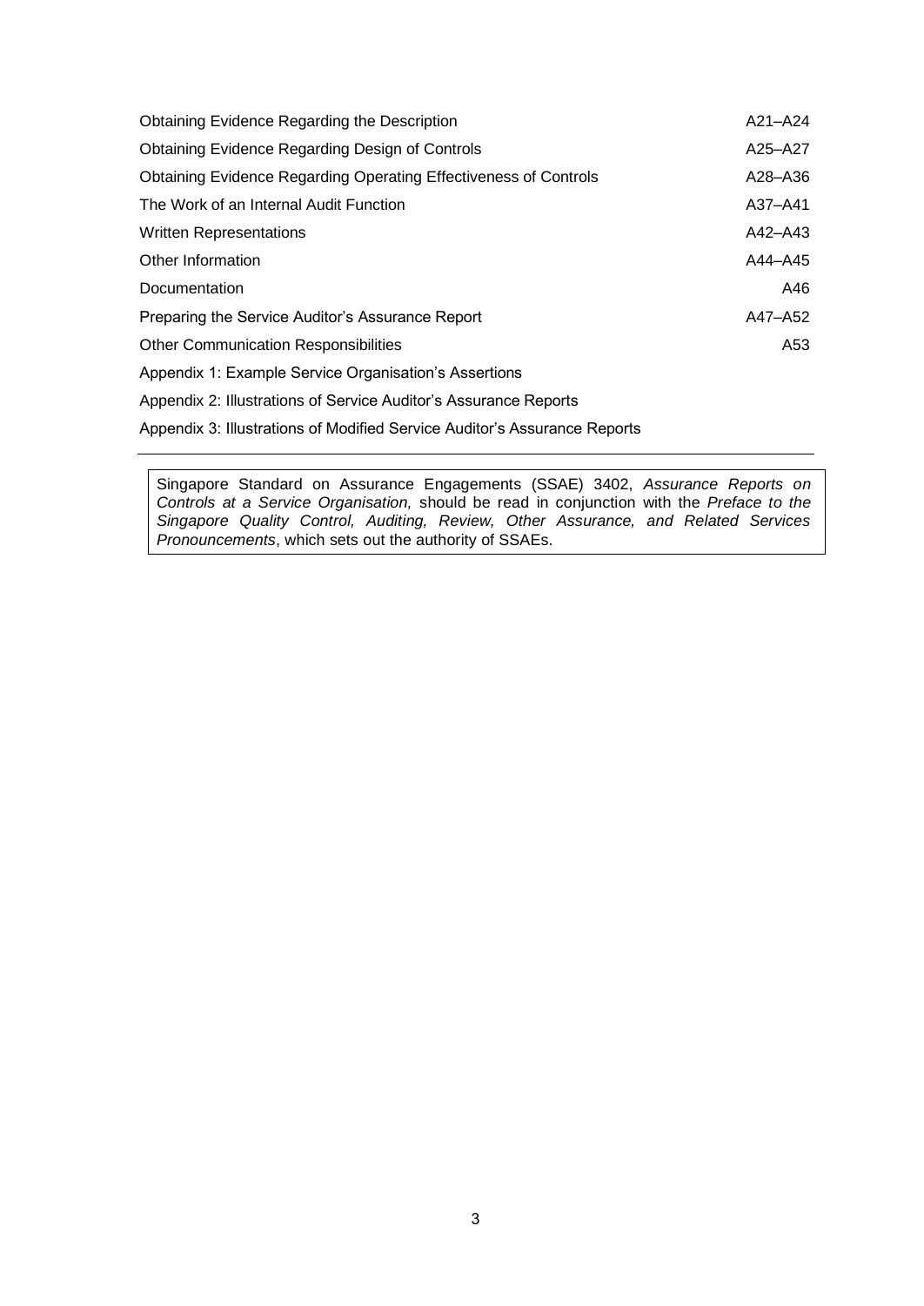| | |
|---|---|
| Obtaining Evidence Regarding the Description | A21–A24 |
| Obtaining Evidence Regarding Design of Controls | A25–A27 |
| Obtaining Evidence Regarding Operating Effectiveness of Controls | A28–A36 |
| The Work of an Internal Audit Function | A37–A41 |
| Written Representations | A42–A43 |
| Other Information | A44–A45 |
| Documentation | A46 |
| Preparing the Service Auditor's Assurance Report | A47–A52 |
| Other Communication Responsibilities | A53 |
| Appendix 1: Example Service Organisation's Assertions | |
| Appendix 2: Illustrations of Service Auditor's Assurance Reports | |
| Appendix 3: Illustrations of Modified Service Auditor's Assurance Reports | |

---

Singapore Standard on Assurance Engagements (SSAE) 3402, *Assurance Reports on Controls at a Service Organisation,* should be read in conjunction with the *Preface to the Singapore Quality Control, Auditing, Review, Other Assurance, and Related Services Pronouncements*, which sets out the authority of SSAEs.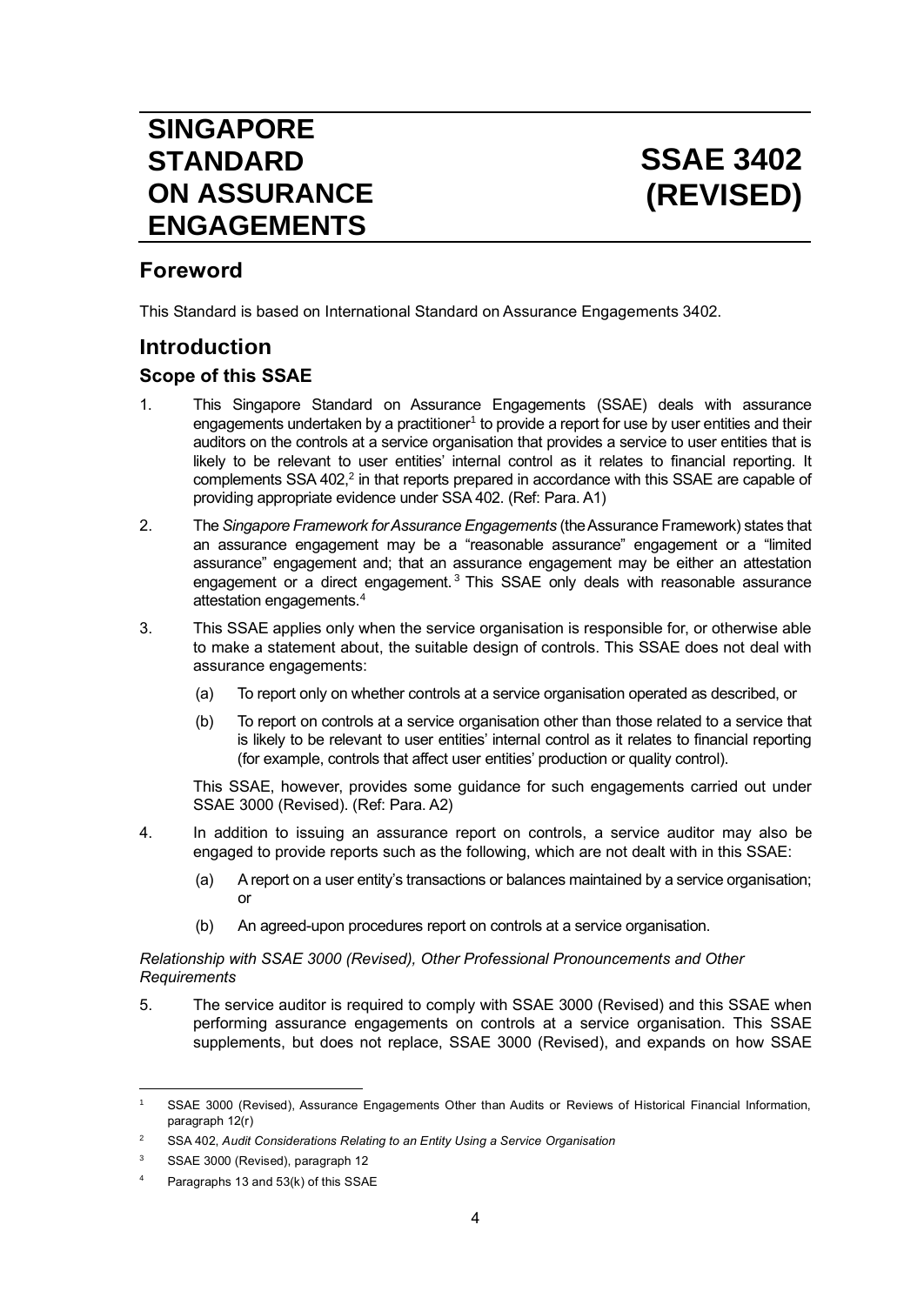# SINGAPORE STANDARD ON ASSURANCE ENGAGEMENTS

# SSAE 3402 (REVISED)

## Foreword

This Standard is based on International Standard on Assurance Engagements 3402.

## Introduction

### Scope of this SSAE

1. This Singapore Standard on Assurance Engagements (SSAE) deals with assurance engagements undertaken by a practitioner[1] to provide a report for use by user entities and their auditors on the controls at a service organisation that provides a service to user entities that is likely to be relevant to user entities' internal control as it relates to financial reporting. It complements SSA 402,[2] in that reports prepared in accordance with this SSAE are capable of providing appropriate evidence under SSA 402. (Ref: Para. A1)

2. The *Singapore Framework for Assurance Engagements* (the Assurance Framework) states that an assurance engagement may be a "reasonable assurance" engagement or a "limited assurance" engagement and; that an assurance engagement may be either an attestation engagement or a direct engagement.[3] This SSAE only deals with reasonable assurance attestation engagements.[4]

3. This SSAE applies only when the service organisation is responsible for, or otherwise able to make a statement about, the suitable design of controls. This SSAE does not deal with assurance engagements:

   (a) To report only on whether controls at a service organisation operated as described, or

   (b) To report on controls at a service organisation other than those related to a service that is likely to be relevant to user entities' internal control as it relates to financial reporting (for example, controls that affect user entities' production or quality control).

   This SSAE, however, provides some guidance for such engagements carried out under SSAE 3000 (Revised). (Ref: Para. A2)

4. In addition to issuing an assurance report on controls, a service auditor may also be engaged to provide reports such as the following, which are not dealt with in this SSAE:

   (a) A report on a user entity's transactions or balances maintained by a service organisation; or

   (b) An agreed-upon procedures report on controls at a service organisation.

*Relationship with SSAE 3000 (Revised), Other Professional Pronouncements and Other Requirements*

5. The service auditor is required to comply with SSAE 3000 (Revised) and this SSAE when performing assurance engagements on controls at a service organisation. This SSAE supplements, but does not replace, SSAE 3000 (Revised), and expands on how SSAE

---

[1] SSAE 3000 (Revised), Assurance Engagements Other than Audits or Reviews of Historical Financial Information, paragraph 12(r)

[2] SSA 402, *Audit Considerations Relating to an Entity Using a Service Organisation*

[3] SSAE 3000 (Revised), paragraph 12

[4] Paragraphs 13 and 53(k) of this SSAE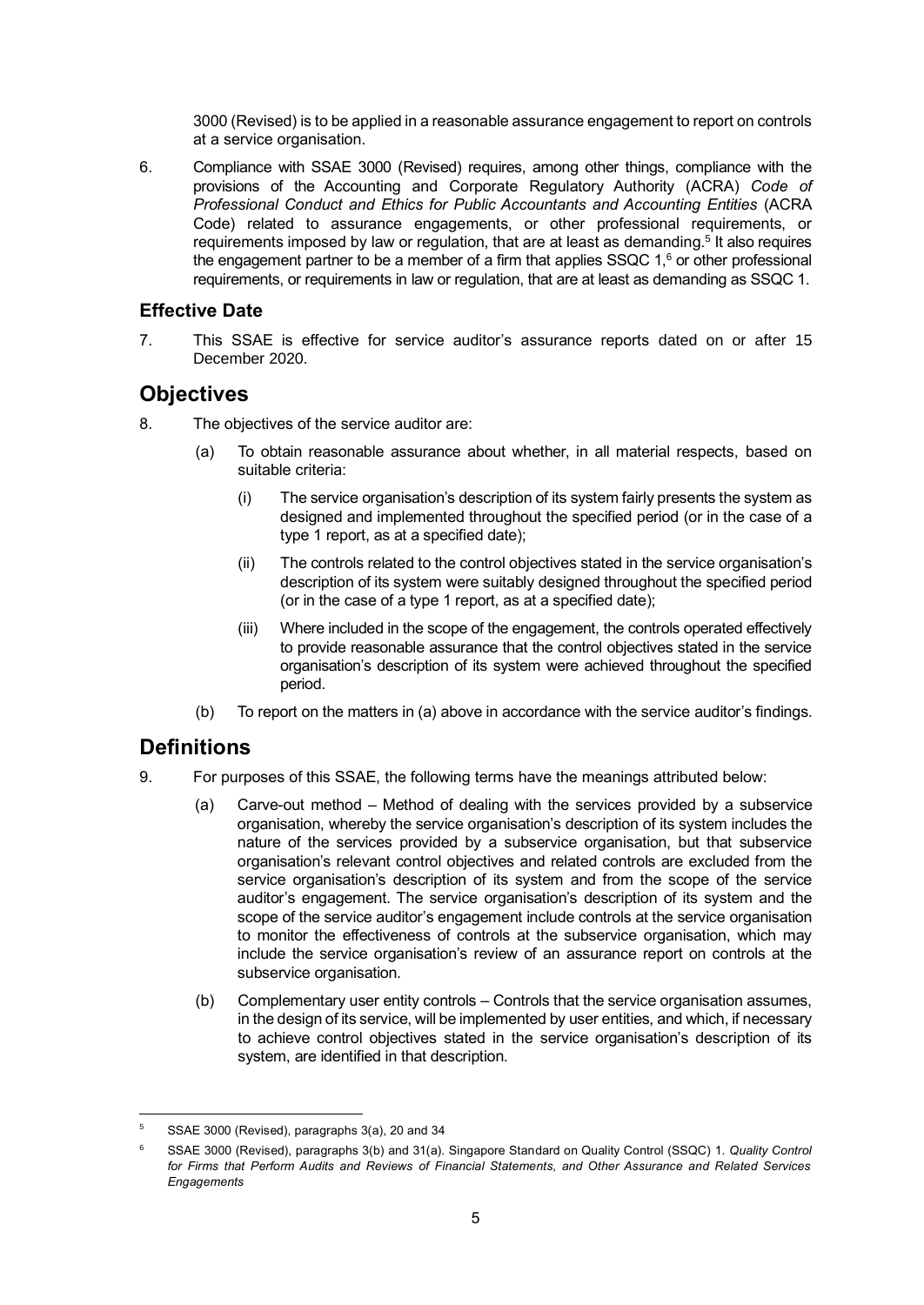3000 (Revised) is to be applied in a reasonable assurance engagement to report on controls at a service organisation.

6. Compliance with SSAE 3000 (Revised) requires, among other things, compliance with the provisions of the Accounting and Corporate Regulatory Authority (ACRA) *Code of Professional Conduct and Ethics for Public Accountants and Accounting Entities* (ACRA Code) related to assurance engagements, or other professional requirements, or requirements imposed by law or regulation, that are at least as demanding.[5] It also requires the engagement partner to be a member of a firm that applies SSQC 1,[6] or other professional requirements, or requirements in law or regulation, that are at least as demanding as SSQC 1.

### Effective Date

7. This SSAE is effective for service auditor's assurance reports dated on or after 15 December 2020.

## Objectives

8. The objectives of the service auditor are:

   (a) To obtain reasonable assurance about whether, in all material respects, based on suitable criteria:

      (i) The service organisation's description of its system fairly presents the system as designed and implemented throughout the specified period (or in the case of a type 1 report, as at a specified date);

      (ii) The controls related to the control objectives stated in the service organisation's description of its system were suitably designed throughout the specified period (or in the case of a type 1 report, as at a specified date);

      (iii) Where included in the scope of the engagement, the controls operated effectively to provide reasonable assurance that the control objectives stated in the service organisation's description of its system were achieved throughout the specified period.

   (b) To report on the matters in (a) above in accordance with the service auditor's findings.

## Definitions

9. For purposes of this SSAE, the following terms have the meanings attributed below:

   (a) Carve-out method – Method of dealing with the services provided by a subservice organisation, whereby the service organisation's description of its system includes the nature of the services provided by a subservice organisation, but that subservice organisation's relevant control objectives and related controls are excluded from the service organisation's description of its system and from the scope of the service auditor's engagement. The service organisation's description of its system and the scope of the service auditor's engagement include controls at the service organisation to monitor the effectiveness of controls at the subservice organisation, which may include the service organisation's review of an assurance report on controls at the subservice organisation.

   (b) Complementary user entity controls – Controls that the service organisation assumes, in the design of its service, will be implemented by user entities, and which, if necessary to achieve control objectives stated in the service organisation's description of its system, are identified in that description.

---

[5] SSAE 3000 (Revised), paragraphs 3(a), 20 and 34

[6] SSAE 3000 (Revised), paragraphs 3(b) and 31(a). Singapore Standard on Quality Control (SSQC) 1. *Quality Control for Firms that Perform Audits and Reviews of Financial Statements, and Other Assurance and Related Services Engagements*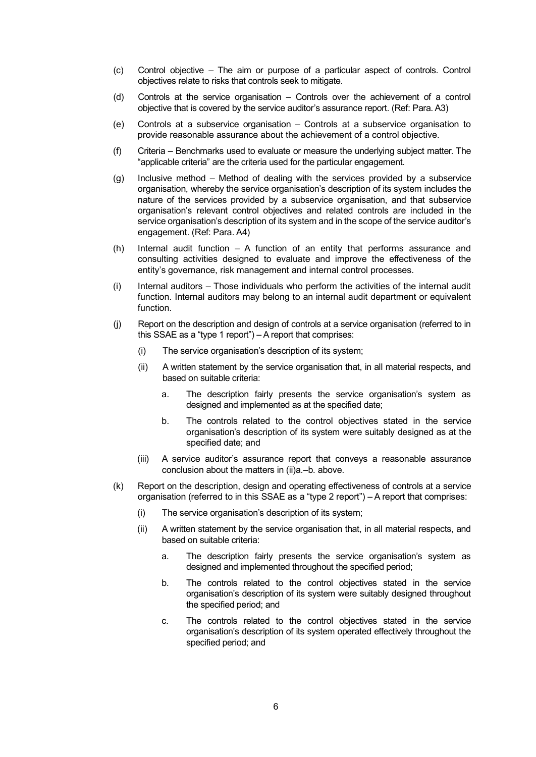(c) Control objective – The aim or purpose of a particular aspect of controls. Control objectives relate to risks that controls seek to mitigate.

(d) Controls at the service organisation – Controls over the achievement of a control objective that is covered by the service auditor's assurance report. (Ref: Para. A3)

(e) Controls at a subservice organisation – Controls at a subservice organisation to provide reasonable assurance about the achievement of a control objective.

(f) Criteria – Benchmarks used to evaluate or measure the underlying subject matter. The "applicable criteria" are the criteria used for the particular engagement.

(g) Inclusive method – Method of dealing with the services provided by a subservice organisation, whereby the service organisation's description of its system includes the nature of the services provided by a subservice organisation, and that subservice organisation's relevant control objectives and related controls are included in the service organisation's description of its system and in the scope of the service auditor's engagement. (Ref: Para. A4)

(h) Internal audit function – A function of an entity that performs assurance and consulting activities designed to evaluate and improve the effectiveness of the entity's governance, risk management and internal control processes.

(i) Internal auditors – Those individuals who perform the activities of the internal audit function. Internal auditors may belong to an internal audit department or equivalent function.

(j) Report on the description and design of controls at a service organisation (referred to in this SSAE as a "type 1 report") – A report that comprises:

 (i) The service organisation's description of its system;

 (ii) A written statement by the service organisation that, in all material respects, and based on suitable criteria:

  a. The description fairly presents the service organisation's system as designed and implemented as at the specified date;

  b. The controls related to the control objectives stated in the service organisation's description of its system were suitably designed as at the specified date; and

 (iii) A service auditor's assurance report that conveys a reasonable assurance conclusion about the matters in (ii)a.–b. above.

(k) Report on the description, design and operating effectiveness of controls at a service organisation (referred to in this SSAE as a "type 2 report") – A report that comprises:

 (i) The service organisation's description of its system;

 (ii) A written statement by the service organisation that, in all material respects, and based on suitable criteria:

  a. The description fairly presents the service organisation's system as designed and implemented throughout the specified period;

  b. The controls related to the control objectives stated in the service organisation's description of its system were suitably designed throughout the specified period; and

  c. The controls related to the control objectives stated in the service organisation's description of its system operated effectively throughout the specified period; and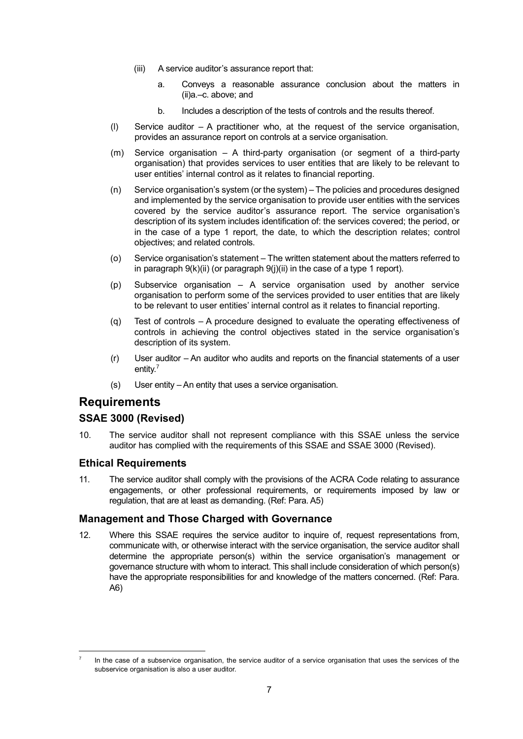(iii) A service auditor's assurance report that:

a. Conveys a reasonable assurance conclusion about the matters in (ii)a.–c. above; and

b. Includes a description of the tests of controls and the results thereof.

(l) Service auditor – A practitioner who, at the request of the service organisation, provides an assurance report on controls at a service organisation.

(m) Service organisation – A third-party organisation (or segment of a third-party organisation) that provides services to user entities that are likely to be relevant to user entities' internal control as it relates to financial reporting.

(n) Service organisation's system (or the system) – The policies and procedures designed and implemented by the service organisation to provide user entities with the services covered by the service auditor's assurance report. The service organisation's description of its system includes identification of: the services covered; the period, or in the case of a type 1 report, the date, to which the description relates; control objectives; and related controls.

(o) Service organisation's statement – The written statement about the matters referred to in paragraph 9(k)(ii) (or paragraph 9(j)(ii) in the case of a type 1 report).

(p) Subservice organisation – A service organisation used by another service organisation to perform some of the services provided to user entities that are likely to be relevant to user entities' internal control as it relates to financial reporting.

(q) Test of controls – A procedure designed to evaluate the operating effectiveness of controls in achieving the control objectives stated in the service organisation's description of its system.

(r) User auditor – An auditor who audits and reports on the financial statements of a user entity.[7]

(s) User entity – An entity that uses a service organisation.

## Requirements

### SSAE 3000 (Revised)

10. The service auditor shall not represent compliance with this SSAE unless the service auditor has complied with the requirements of this SSAE and SSAE 3000 (Revised).

### Ethical Requirements

11. The service auditor shall comply with the provisions of the ACRA Code relating to assurance engagements, or other professional requirements, or requirements imposed by law or regulation, that are at least as demanding. (Ref: Para. A5)

### Management and Those Charged with Governance

12. Where this SSAE requires the service auditor to inquire of, request representations from, communicate with, or otherwise interact with the service organisation, the service auditor shall determine the appropriate person(s) within the service organisation's management or governance structure with whom to interact. This shall include consideration of which person(s) have the appropriate responsibilities for and knowledge of the matters concerned. (Ref: Para. A6)

---

[7] In the case of a subservice organisation, the service auditor of a service organisation that uses the services of the subservice organisation is also a user auditor.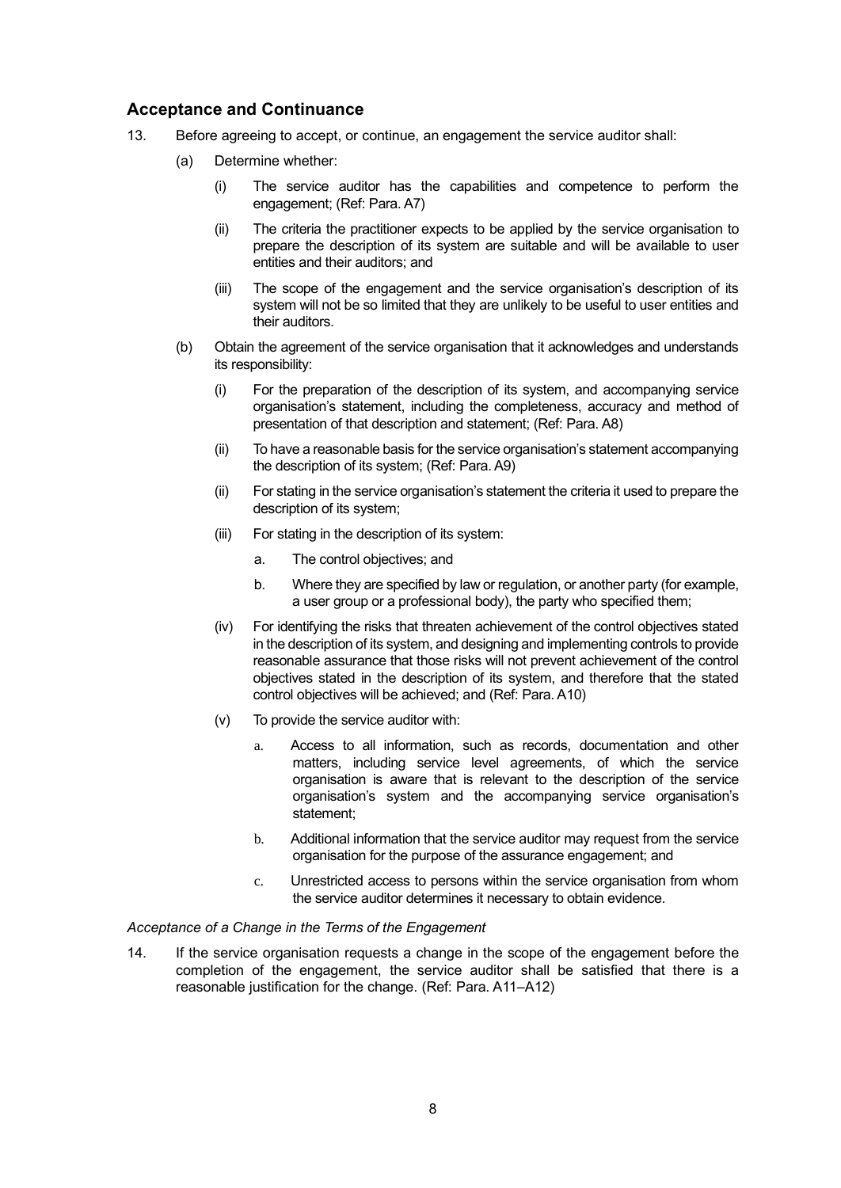## Acceptance and Continuance

13. Before agreeing to accept, or continue, an engagement the service auditor shall:

    (a) Determine whether:

        (i) The service auditor has the capabilities and competence to perform the engagement; (Ref: Para. A7)

        (ii) The criteria the practitioner expects to be applied by the service organisation to prepare the description of its system are suitable and will be available to user entities and their auditors; and

        (iii) The scope of the engagement and the service organisation's description of its system will not be so limited that they are unlikely to be useful to user entities and their auditors.

    (b) Obtain the agreement of the service organisation that it acknowledges and understands its responsibility:

        (i) For the preparation of the description of its system, and accompanying service organisation's statement, including the completeness, accuracy and method of presentation of that description and statement; (Ref: Para. A8)

        (ii) To have a reasonable basis for the service organisation's statement accompanying the description of its system; (Ref: Para. A9)

        (ii) For stating in the service organisation's statement the criteria it used to prepare the description of its system;

        (iii) For stating in the description of its system:

            a. The control objectives; and

            b. Where they are specified by law or regulation, or another party (for example, a user group or a professional body), the party who specified them;

        (iv) For identifying the risks that threaten achievement of the control objectives stated in the description of its system, and designing and implementing controls to provide reasonable assurance that those risks will not prevent achievement of the control objectives stated in the description of its system, and therefore that the stated control objectives will be achieved; and (Ref: Para. A10)

        (v) To provide the service auditor with:

            a. Access to all information, such as records, documentation and other matters, including service level agreements, of which the service organisation is aware that is relevant to the description of the service organisation's system and the accompanying service organisation's statement;

            b. Additional information that the service auditor may request from the service organisation for the purpose of the assurance engagement; and

            c. Unrestricted access to persons within the service organisation from whom the service auditor determines it necessary to obtain evidence.

*Acceptance of a Change in the Terms of the Engagement*

14. If the service organisation requests a change in the scope of the engagement before the completion of the engagement, the service auditor shall be satisfied that there is a reasonable justification for the change. (Ref: Para. A11–A12)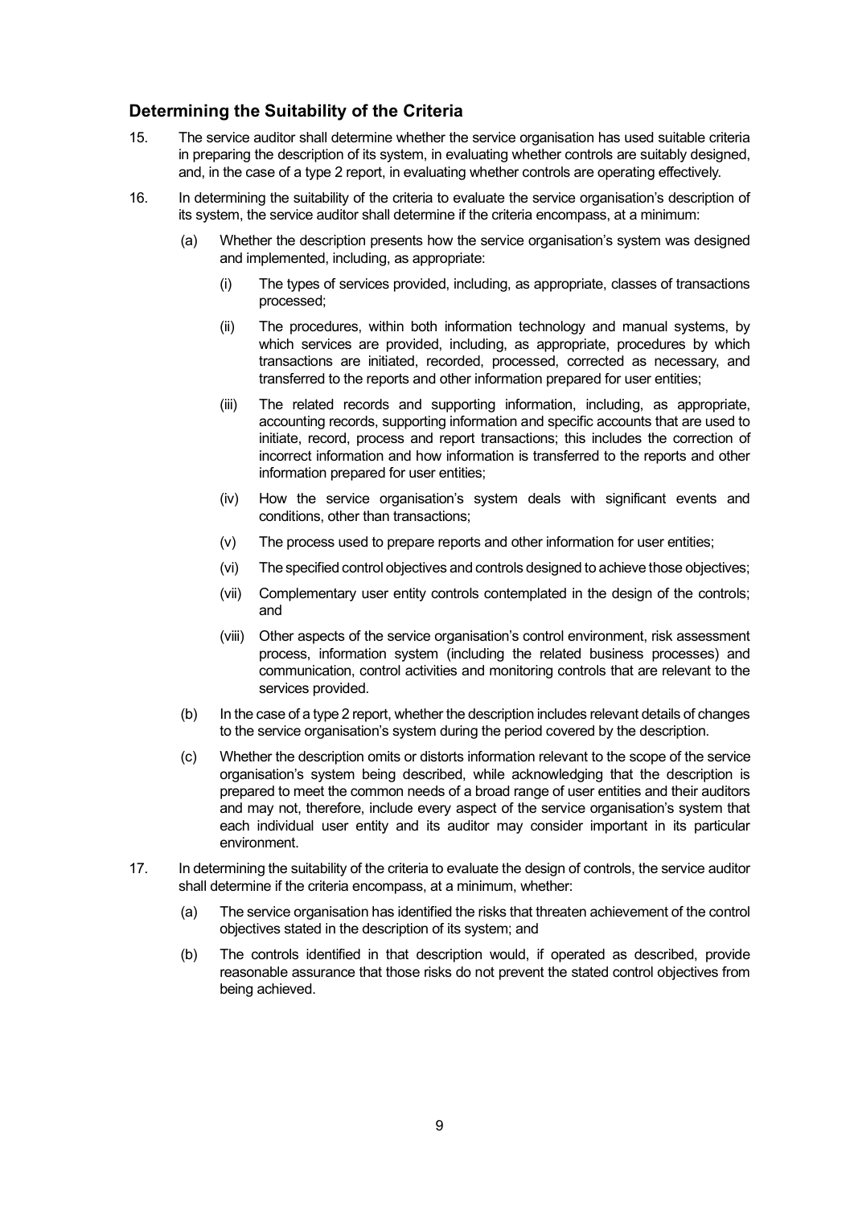## Determining the Suitability of the Criteria

15. The service auditor shall determine whether the service organisation has used suitable criteria in preparing the description of its system, in evaluating whether controls are suitably designed, and, in the case of a type 2 report, in evaluating whether controls are operating effectively.

16. In determining the suitability of the criteria to evaluate the service organisation's description of its system, the service auditor shall determine if the criteria encompass, at a minimum:

    (a) Whether the description presents how the service organisation's system was designed and implemented, including, as appropriate:

        (i) The types of services provided, including, as appropriate, classes of transactions processed;

        (ii) The procedures, within both information technology and manual systems, by which services are provided, including, as appropriate, procedures by which transactions are initiated, recorded, processed, corrected as necessary, and transferred to the reports and other information prepared for user entities;

        (iii) The related records and supporting information, including, as appropriate, accounting records, supporting information and specific accounts that are used to initiate, record, process and report transactions; this includes the correction of incorrect information and how information is transferred to the reports and other information prepared for user entities;

        (iv) How the service organisation's system deals with significant events and conditions, other than transactions;

        (v) The process used to prepare reports and other information for user entities;

        (vi) The specified control objectives and controls designed to achieve those objectives;

        (vii) Complementary user entity controls contemplated in the design of the controls; and

        (viii) Other aspects of the service organisation's control environment, risk assessment process, information system (including the related business processes) and communication, control activities and monitoring controls that are relevant to the services provided.

    (b) In the case of a type 2 report, whether the description includes relevant details of changes to the service organisation's system during the period covered by the description.

    (c) Whether the description omits or distorts information relevant to the scope of the service organisation's system being described, while acknowledging that the description is prepared to meet the common needs of a broad range of user entities and their auditors and may not, therefore, include every aspect of the service organisation's system that each individual user entity and its auditor may consider important in its particular environment.

17. In determining the suitability of the criteria to evaluate the design of controls, the service auditor shall determine if the criteria encompass, at a minimum, whether:

    (a) The service organisation has identified the risks that threaten achievement of the control objectives stated in the description of its system; and

    (b) The controls identified in that description would, if operated as described, provide reasonable assurance that those risks do not prevent the stated control objectives from being achieved.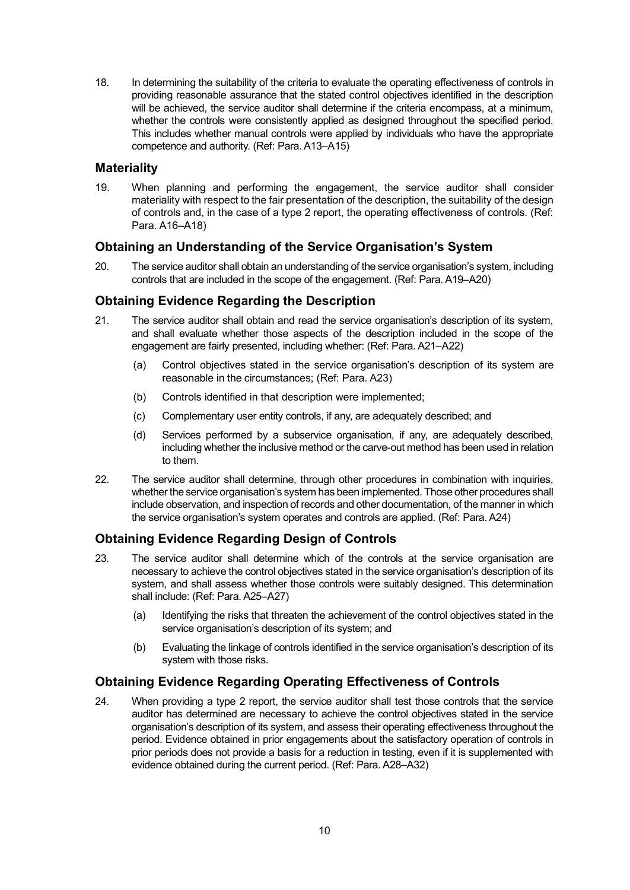18. In determining the suitability of the criteria to evaluate the operating effectiveness of controls in providing reasonable assurance that the stated control objectives identified in the description will be achieved, the service auditor shall determine if the criteria encompass, at a minimum, whether the controls were consistently applied as designed throughout the specified period. This includes whether manual controls were applied by individuals who have the appropriate competence and authority. (Ref: Para. A13–A15)

## Materiality

19. When planning and performing the engagement, the service auditor shall consider materiality with respect to the fair presentation of the description, the suitability of the design of controls and, in the case of a type 2 report, the operating effectiveness of controls. (Ref: Para. A16–A18)

## Obtaining an Understanding of the Service Organisation's System

20. The service auditor shall obtain an understanding of the service organisation's system, including controls that are included in the scope of the engagement. (Ref: Para. A19–A20)

## Obtaining Evidence Regarding the Description

21. The service auditor shall obtain and read the service organisation's description of its system, and shall evaluate whether those aspects of the description included in the scope of the engagement are fairly presented, including whether: (Ref: Para. A21–A22)

    (a) Control objectives stated in the service organisation's description of its system are reasonable in the circumstances; (Ref: Para. A23)

    (b) Controls identified in that description were implemented;

    (c) Complementary user entity controls, if any, are adequately described; and

    (d) Services performed by a subservice organisation, if any, are adequately described, including whether the inclusive method or the carve-out method has been used in relation to them.

22. The service auditor shall determine, through other procedures in combination with inquiries, whether the service organisation's system has been implemented. Those other procedures shall include observation, and inspection of records and other documentation, of the manner in which the service organisation's system operates and controls are applied. (Ref: Para. A24)

## Obtaining Evidence Regarding Design of Controls

23. The service auditor shall determine which of the controls at the service organisation are necessary to achieve the control objectives stated in the service organisation's description of its system, and shall assess whether those controls were suitably designed. This determination shall include: (Ref: Para. A25–A27)

    (a) Identifying the risks that threaten the achievement of the control objectives stated in the service organisation's description of its system; and

    (b) Evaluating the linkage of controls identified in the service organisation's description of its system with those risks.

## Obtaining Evidence Regarding Operating Effectiveness of Controls

24. When providing a type 2 report, the service auditor shall test those controls that the service auditor has determined are necessary to achieve the control objectives stated in the service organisation's description of its system, and assess their operating effectiveness throughout the period. Evidence obtained in prior engagements about the satisfactory operation of controls in prior periods does not provide a basis for a reduction in testing, even if it is supplemented with evidence obtained during the current period. (Ref: Para. A28–A32)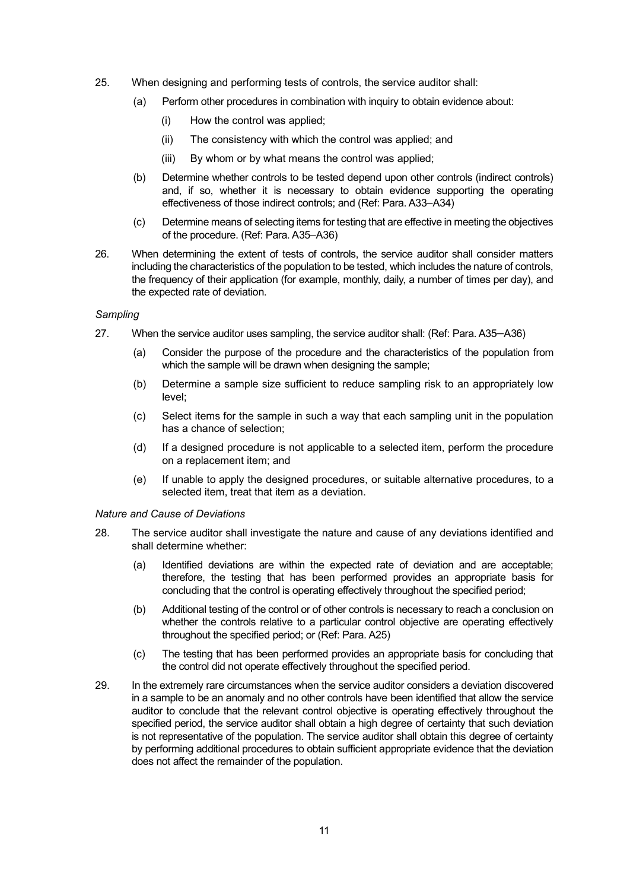25. When designing and performing tests of controls, the service auditor shall:

    (a) Perform other procedures in combination with inquiry to obtain evidence about:

        (i) How the control was applied;

        (ii) The consistency with which the control was applied; and

        (iii) By whom or by what means the control was applied;

    (b) Determine whether controls to be tested depend upon other controls (indirect controls) and, if so, whether it is necessary to obtain evidence supporting the operating effectiveness of those indirect controls; and (Ref: Para. A33–A34)

    (c) Determine means of selecting items for testing that are effective in meeting the objectives of the procedure. (Ref: Para. A35–A36)

26. When determining the extent of tests of controls, the service auditor shall consider matters including the characteristics of the population to be tested, which includes the nature of controls, the frequency of their application (for example, monthly, daily, a number of times per day), and the expected rate of deviation.

*Sampling*

27. When the service auditor uses sampling, the service auditor shall: (Ref: Para. A35–A36)

    (a) Consider the purpose of the procedure and the characteristics of the population from which the sample will be drawn when designing the sample;

    (b) Determine a sample size sufficient to reduce sampling risk to an appropriately low level;

    (c) Select items for the sample in such a way that each sampling unit in the population has a chance of selection;

    (d) If a designed procedure is not applicable to a selected item, perform the procedure on a replacement item; and

    (e) If unable to apply the designed procedures, or suitable alternative procedures, to a selected item, treat that item as a deviation.

*Nature and Cause of Deviations*

28. The service auditor shall investigate the nature and cause of any deviations identified and shall determine whether:

    (a) Identified deviations are within the expected rate of deviation and are acceptable; therefore, the testing that has been performed provides an appropriate basis for concluding that the control is operating effectively throughout the specified period;

    (b) Additional testing of the control or of other controls is necessary to reach a conclusion on whether the controls relative to a particular control objective are operating effectively throughout the specified period; or (Ref: Para. A25)

    (c) The testing that has been performed provides an appropriate basis for concluding that the control did not operate effectively throughout the specified period.

29. In the extremely rare circumstances when the service auditor considers a deviation discovered in a sample to be an anomaly and no other controls have been identified that allow the service auditor to conclude that the relevant control objective is operating effectively throughout the specified period, the service auditor shall obtain a high degree of certainty that such deviation is not representative of the population. The service auditor shall obtain this degree of certainty by performing additional procedures to obtain sufficient appropriate evidence that the deviation does not affect the remainder of the population.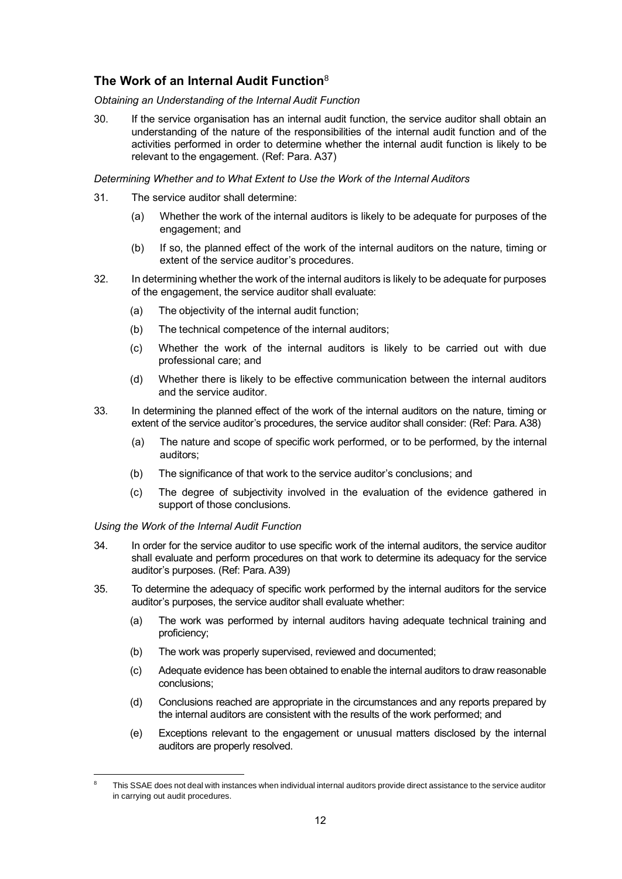## The Work of an Internal Audit Function[8]

*Obtaining an Understanding of the Internal Audit Function*

30. If the service organisation has an internal audit function, the service auditor shall obtain an understanding of the nature of the responsibilities of the internal audit function and of the activities performed in order to determine whether the internal audit function is likely to be relevant to the engagement. (Ref: Para. A37)

*Determining Whether and to What Extent to Use the Work of the Internal Auditors*

31. The service auditor shall determine:

    (a) Whether the work of the internal auditors is likely to be adequate for purposes of the engagement; and

    (b) If so, the planned effect of the work of the internal auditors on the nature, timing or extent of the service auditor's procedures.

32. In determining whether the work of the internal auditors is likely to be adequate for purposes of the engagement, the service auditor shall evaluate:

    (a) The objectivity of the internal audit function;

    (b) The technical competence of the internal auditors;

    (c) Whether the work of the internal auditors is likely to be carried out with due professional care; and

    (d) Whether there is likely to be effective communication between the internal auditors and the service auditor.

33. In determining the planned effect of the work of the internal auditors on the nature, timing or extent of the service auditor's procedures, the service auditor shall consider: (Ref: Para. A38)

    (a) The nature and scope of specific work performed, or to be performed, by the internal auditors;

    (b) The significance of that work to the service auditor's conclusions; and

    (c) The degree of subjectivity involved in the evaluation of the evidence gathered in support of those conclusions.

*Using the Work of the Internal Audit Function*

34. In order for the service auditor to use specific work of the internal auditors, the service auditor shall evaluate and perform procedures on that work to determine its adequacy for the service auditor's purposes. (Ref: Para. A39)

35. To determine the adequacy of specific work performed by the internal auditors for the service auditor's purposes, the service auditor shall evaluate whether:

    (a) The work was performed by internal auditors having adequate technical training and proficiency;

    (b) The work was properly supervised, reviewed and documented;

    (c) Adequate evidence has been obtained to enable the internal auditors to draw reasonable conclusions;

    (d) Conclusions reached are appropriate in the circumstances and any reports prepared by the internal auditors are consistent with the results of the work performed; and

    (e) Exceptions relevant to the engagement or unusual matters disclosed by the internal auditors are properly resolved.

---

[8] This SSAE does not deal with instances when individual internal auditors provide direct assistance to the service auditor in carrying out audit procedures.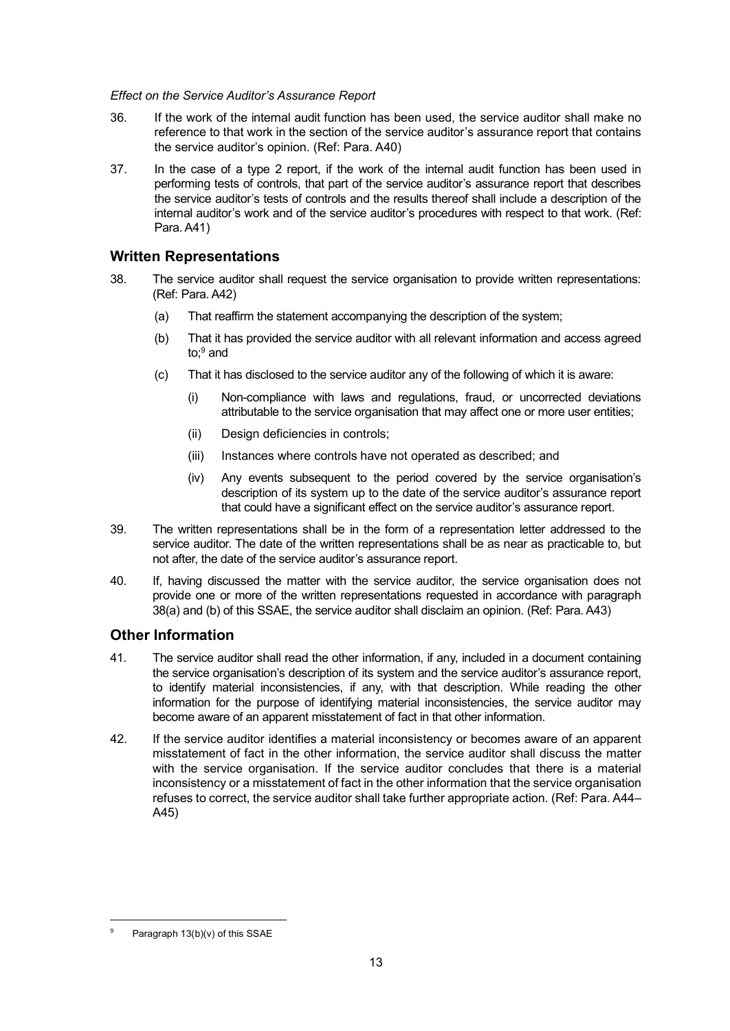*Effect on the Service Auditor's Assurance Report*

36. If the work of the internal audit function has been used, the service auditor shall make no reference to that work in the section of the service auditor's assurance report that contains the service auditor's opinion. (Ref: Para. A40)

37. In the case of a type 2 report, if the work of the internal audit function has been used in performing tests of controls, that part of the service auditor's assurance report that describes the service auditor's tests of controls and the results thereof shall include a description of the internal auditor's work and of the service auditor's procedures with respect to that work. (Ref: Para. A41)

## Written Representations

38. The service auditor shall request the service organisation to provide written representations: (Ref: Para. A42)

    (a) That reaffirm the statement accompanying the description of the system;

    (b) That it has provided the service auditor with all relevant information and access agreed to;[9] and

    (c) That it has disclosed to the service auditor any of the following of which it is aware:

        (i) Non-compliance with laws and regulations, fraud, or uncorrected deviations attributable to the service organisation that may affect one or more user entities;

        (ii) Design deficiencies in controls;

        (iii) Instances where controls have not operated as described; and

        (iv) Any events subsequent to the period covered by the service organisation's description of its system up to the date of the service auditor's assurance report that could have a significant effect on the service auditor's assurance report.

39. The written representations shall be in the form of a representation letter addressed to the service auditor. The date of the written representations shall be as near as practicable to, but not after, the date of the service auditor's assurance report.

40. If, having discussed the matter with the service auditor, the service organisation does not provide one or more of the written representations requested in accordance with paragraph 38(a) and (b) of this SSAE, the service auditor shall disclaim an opinion. (Ref: Para. A43)

## Other Information

41. The service auditor shall read the other information, if any, included in a document containing the service organisation's description of its system and the service auditor's assurance report, to identify material inconsistencies, if any, with that description. While reading the other information for the purpose of identifying material inconsistencies, the service auditor may become aware of an apparent misstatement of fact in that other information.

42. If the service auditor identifies a material inconsistency or becomes aware of an apparent misstatement of fact in the other information, the service auditor shall discuss the matter with the service organisation. If the service auditor concludes that there is a material inconsistency or a misstatement of fact in the other information that the service organisation refuses to correct, the service auditor shall take further appropriate action. (Ref: Para. A44–A45)

---

[9] Paragraph 13(b)(v) of this SSAE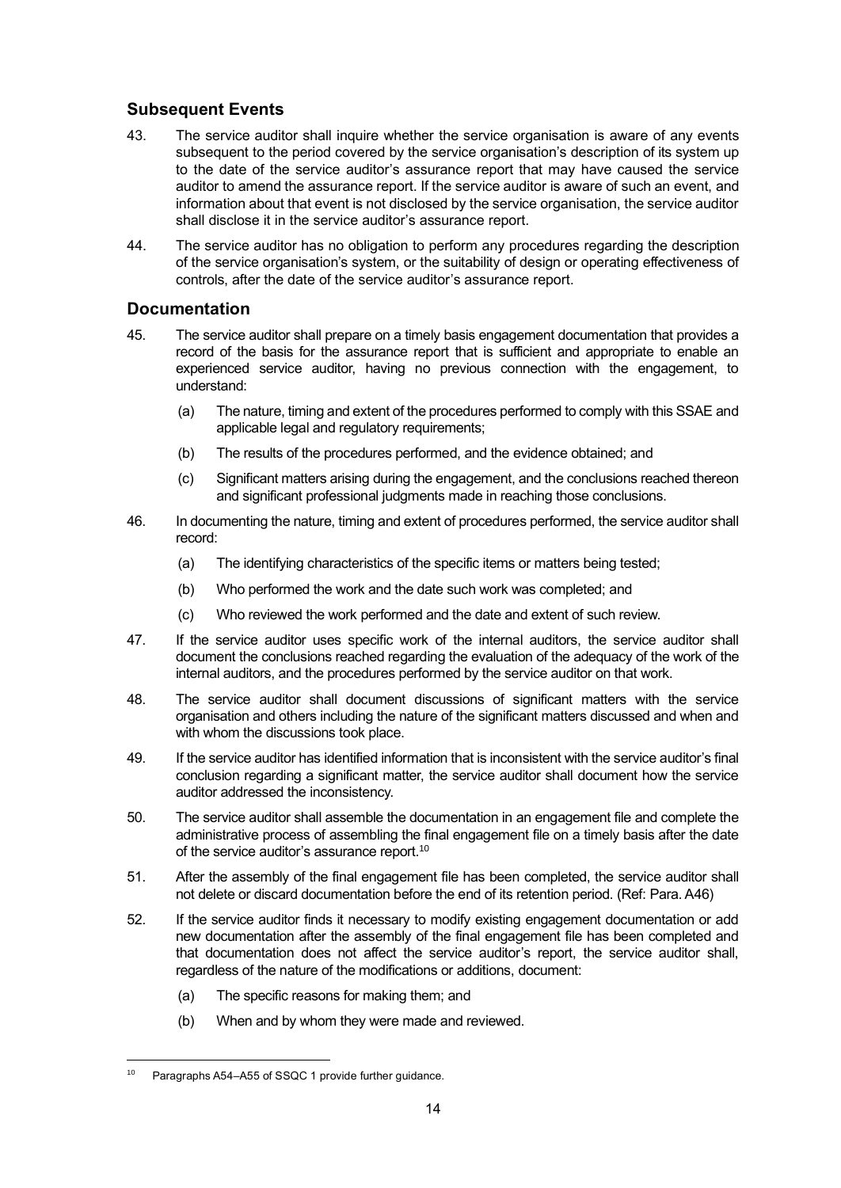## Subsequent Events

43. The service auditor shall inquire whether the service organisation is aware of any events subsequent to the period covered by the service organisation's description of its system up to the date of the service auditor's assurance report that may have caused the service auditor to amend the assurance report. If the service auditor is aware of such an event, and information about that event is not disclosed by the service organisation, the service auditor shall disclose it in the service auditor's assurance report.

44. The service auditor has no obligation to perform any procedures regarding the description of the service organisation's system, or the suitability of design or operating effectiveness of controls, after the date of the service auditor's assurance report.

## Documentation

45. The service auditor shall prepare on a timely basis engagement documentation that provides a record of the basis for the assurance report that is sufficient and appropriate to enable an experienced service auditor, having no previous connection with the engagement, to understand:

    (a) The nature, timing and extent of the procedures performed to comply with this SSAE and applicable legal and regulatory requirements;

    (b) The results of the procedures performed, and the evidence obtained; and

    (c) Significant matters arising during the engagement, and the conclusions reached thereon and significant professional judgments made in reaching those conclusions.

46. In documenting the nature, timing and extent of procedures performed, the service auditor shall record:

    (a) The identifying characteristics of the specific items or matters being tested;

    (b) Who performed the work and the date such work was completed; and

    (c) Who reviewed the work performed and the date and extent of such review.

47. If the service auditor uses specific work of the internal auditors, the service auditor shall document the conclusions reached regarding the evaluation of the adequacy of the work of the internal auditors, and the procedures performed by the service auditor on that work.

48. The service auditor shall document discussions of significant matters with the service organisation and others including the nature of the significant matters discussed and when and with whom the discussions took place.

49. If the service auditor has identified information that is inconsistent with the service auditor's final conclusion regarding a significant matter, the service auditor shall document how the service auditor addressed the inconsistency.

50. The service auditor shall assemble the documentation in an engagement file and complete the administrative process of assembling the final engagement file on a timely basis after the date of the service auditor's assurance report.[10]

51. After the assembly of the final engagement file has been completed, the service auditor shall not delete or discard documentation before the end of its retention period. (Ref: Para. A46)

52. If the service auditor finds it necessary to modify existing engagement documentation or add new documentation after the assembly of the final engagement file has been completed and that documentation does not affect the service auditor's report, the service auditor shall, regardless of the nature of the modifications or additions, document:

    (a) The specific reasons for making them; and

    (b) When and by whom they were made and reviewed.

---

[10] Paragraphs A54–A55 of SSQC 1 provide further guidance.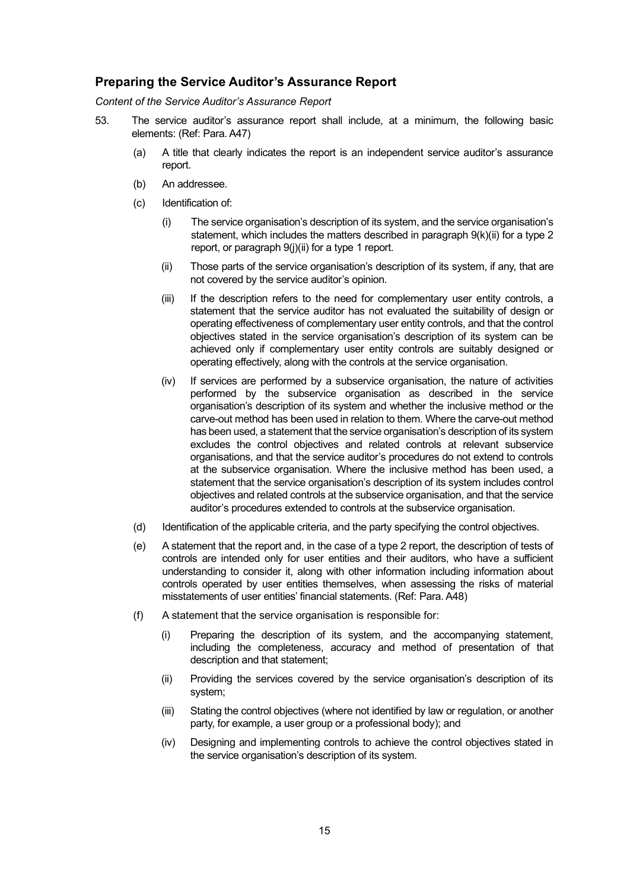## Preparing the Service Auditor's Assurance Report

*Content of the Service Auditor's Assurance Report*

53. The service auditor's assurance report shall include, at a minimum, the following basic elements: (Ref: Para. A47)

    (a) A title that clearly indicates the report is an independent service auditor's assurance report.

    (b) An addressee.

    (c) Identification of:

        (i) The service organisation's description of its system, and the service organisation's statement, which includes the matters described in paragraph 9(k)(ii) for a type 2 report, or paragraph 9(j)(ii) for a type 1 report.

        (ii) Those parts of the service organisation's description of its system, if any, that are not covered by the service auditor's opinion.

        (iii) If the description refers to the need for complementary user entity controls, a statement that the service auditor has not evaluated the suitability of design or operating effectiveness of complementary user entity controls, and that the control objectives stated in the service organisation's description of its system can be achieved only if complementary user entity controls are suitably designed or operating effectively, along with the controls at the service organisation.

        (iv) If services are performed by a subservice organisation, the nature of activities performed by the subservice organisation as described in the service organisation's description of its system and whether the inclusive method or the carve-out method has been used in relation to them. Where the carve-out method has been used, a statement that the service organisation's description of its system excludes the control objectives and related controls at relevant subservice organisations, and that the service auditor's procedures do not extend to controls at the subservice organisation. Where the inclusive method has been used, a statement that the service organisation's description of its system includes control objectives and related controls at the subservice organisation, and that the service auditor's procedures extended to controls at the subservice organisation.

    (d) Identification of the applicable criteria, and the party specifying the control objectives.

    (e) A statement that the report and, in the case of a type 2 report, the description of tests of controls are intended only for user entities and their auditors, who have a sufficient understanding to consider it, along with other information including information about controls operated by user entities themselves, when assessing the risks of material misstatements of user entities' financial statements. (Ref: Para. A48)

    (f) A statement that the service organisation is responsible for:

        (i) Preparing the description of its system, and the accompanying statement, including the completeness, accuracy and method of presentation of that description and that statement;

        (ii) Providing the services covered by the service organisation's description of its system;

        (iii) Stating the control objectives (where not identified by law or regulation, or another party, for example, a user group or a professional body); and

        (iv) Designing and implementing controls to achieve the control objectives stated in the service organisation's description of its system.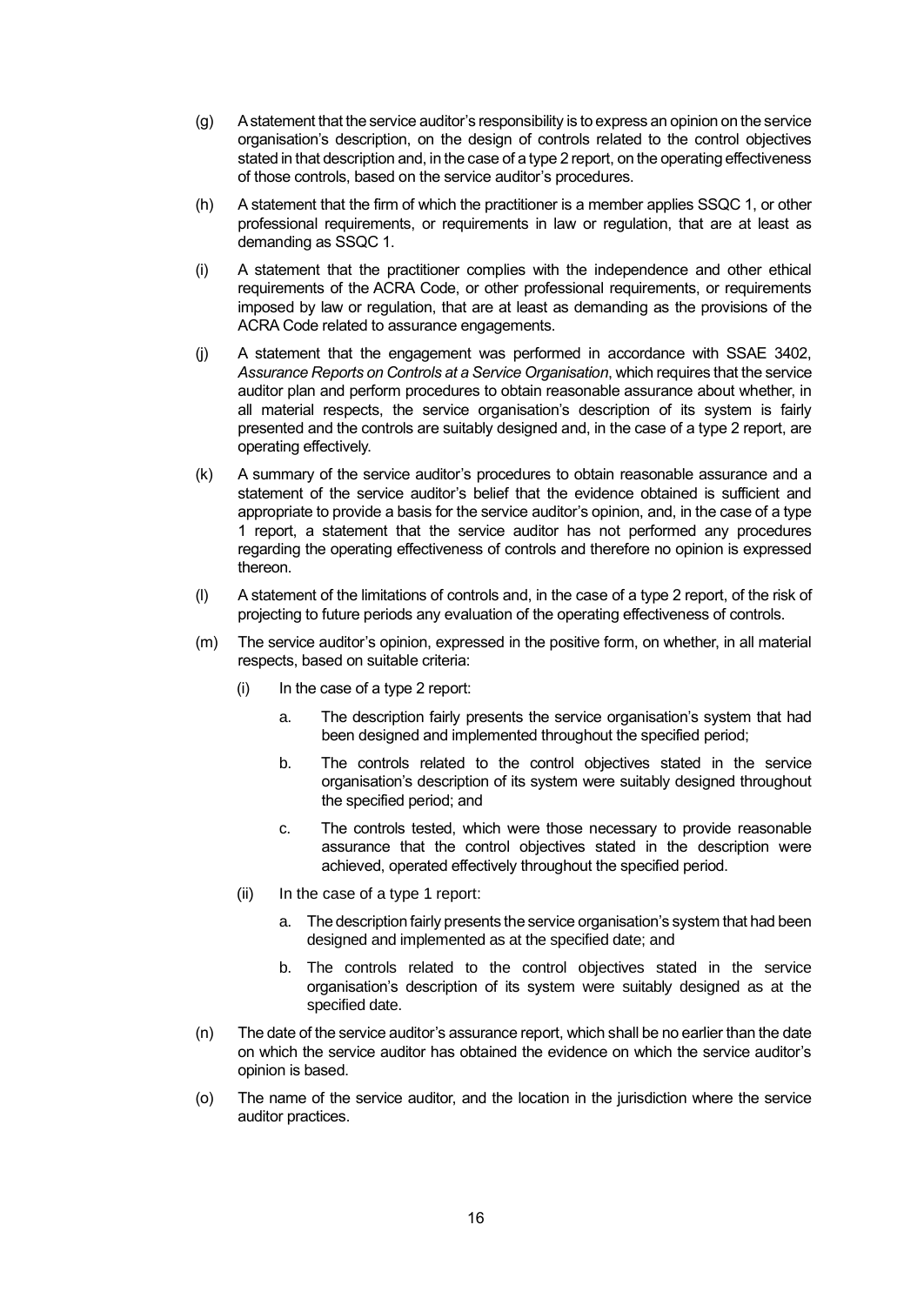(g) A statement that the service auditor's responsibility is to express an opinion on the service organisation's description, on the design of controls related to the control objectives stated in that description and, in the case of a type 2 report, on the operating effectiveness of those controls, based on the service auditor's procedures.

(h) A statement that the firm of which the practitioner is a member applies SSQC 1, or other professional requirements, or requirements in law or regulation, that are at least as demanding as SSQC 1.

(i) A statement that the practitioner complies with the independence and other ethical requirements of the ACRA Code, or other professional requirements, or requirements imposed by law or regulation, that are at least as demanding as the provisions of the ACRA Code related to assurance engagements.

(j) A statement that the engagement was performed in accordance with SSAE 3402, *Assurance Reports on Controls at a Service Organisation*, which requires that the service auditor plan and perform procedures to obtain reasonable assurance about whether, in all material respects, the service organisation's description of its system is fairly presented and the controls are suitably designed and, in the case of a type 2 report, are operating effectively.

(k) A summary of the service auditor's procedures to obtain reasonable assurance and a statement of the service auditor's belief that the evidence obtained is sufficient and appropriate to provide a basis for the service auditor's opinion, and, in the case of a type 1 report, a statement that the service auditor has not performed any procedures regarding the operating effectiveness of controls and therefore no opinion is expressed thereon.

(l) A statement of the limitations of controls and, in the case of a type 2 report, of the risk of projecting to future periods any evaluation of the operating effectiveness of controls.

(m) The service auditor's opinion, expressed in the positive form, on whether, in all material respects, based on suitable criteria:

   (i) In the case of a type 2 report:

      a. The description fairly presents the service organisation's system that had been designed and implemented throughout the specified period;

      b. The controls related to the control objectives stated in the service organisation's description of its system were suitably designed throughout the specified period; and

      c. The controls tested, which were those necessary to provide reasonable assurance that the control objectives stated in the description were achieved, operated effectively throughout the specified period.

   (ii) In the case of a type 1 report:

      a. The description fairly presents the service organisation's system that had been designed and implemented as at the specified date; and

      b. The controls related to the control objectives stated in the service organisation's description of its system were suitably designed as at the specified date.

(n) The date of the service auditor's assurance report, which shall be no earlier than the date on which the service auditor has obtained the evidence on which the service auditor's opinion is based.

(o) The name of the service auditor, and the location in the jurisdiction where the service auditor practices.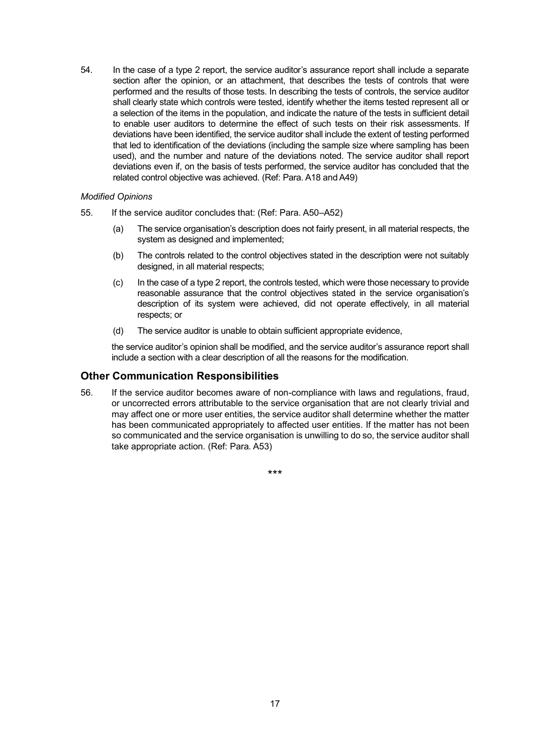54. In the case of a type 2 report, the service auditor's assurance report shall include a separate section after the opinion, or an attachment, that describes the tests of controls that were performed and the results of those tests. In describing the tests of controls, the service auditor shall clearly state which controls were tested, identify whether the items tested represent all or a selection of the items in the population, and indicate the nature of the tests in sufficient detail to enable user auditors to determine the effect of such tests on their risk assessments. If deviations have been identified, the service auditor shall include the extent of testing performed that led to identification of the deviations (including the sample size where sampling has been used), and the number and nature of the deviations noted. The service auditor shall report deviations even if, on the basis of tests performed, the service auditor has concluded that the related control objective was achieved. (Ref: Para. A18 and A49)

*Modified Opinions*

55. If the service auditor concludes that: (Ref: Para. A50–A52)

    (a) The service organisation's description does not fairly present, in all material respects, the system as designed and implemented;

    (b) The controls related to the control objectives stated in the description were not suitably designed, in all material respects;

    (c) In the case of a type 2 report, the controls tested, which were those necessary to provide reasonable assurance that the control objectives stated in the service organisation's description of its system were achieved, did not operate effectively, in all material respects; or

    (d) The service auditor is unable to obtain sufficient appropriate evidence,

    the service auditor's opinion shall be modified, and the service auditor's assurance report shall include a section with a clear description of all the reasons for the modification.

## Other Communication Responsibilities

56. If the service auditor becomes aware of non-compliance with laws and regulations, fraud, or uncorrected errors attributable to the service organisation that are not clearly trivial and may affect one or more user entities, the service auditor shall determine whether the matter has been communicated appropriately to affected user entities. If the matter has not been so communicated and the service organisation is unwilling to do so, the service auditor shall take appropriate action. (Ref: Para. A53)

***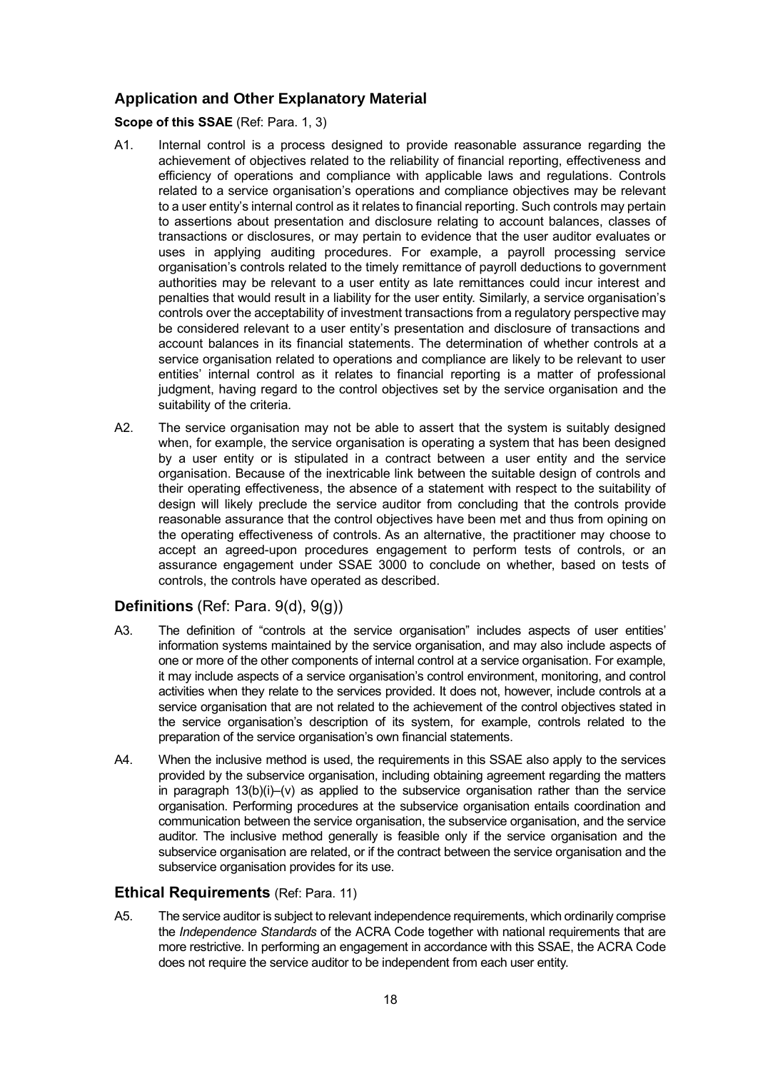## Application and Other Explanatory Material

**Scope of this SSAE** (Ref: Para. 1, 3)

A1. Internal control is a process designed to provide reasonable assurance regarding the achievement of objectives related to the reliability of financial reporting, effectiveness and efficiency of operations and compliance with applicable laws and regulations. Controls related to a service organisation's operations and compliance objectives may be relevant to a user entity's internal control as it relates to financial reporting. Such controls may pertain to assertions about presentation and disclosure relating to account balances, classes of transactions or disclosures, or may pertain to evidence that the user auditor evaluates or uses in applying auditing procedures. For example, a payroll processing service organisation's controls related to the timely remittance of payroll deductions to government authorities may be relevant to a user entity as late remittances could incur interest and penalties that would result in a liability for the user entity. Similarly, a service organisation's controls over the acceptability of investment transactions from a regulatory perspective may be considered relevant to a user entity's presentation and disclosure of transactions and account balances in its financial statements. The determination of whether controls at a service organisation related to operations and compliance are likely to be relevant to user entities' internal control as it relates to financial reporting is a matter of professional judgment, having regard to the control objectives set by the service organisation and the suitability of the criteria.

A2. The service organisation may not be able to assert that the system is suitably designed when, for example, the service organisation is operating a system that has been designed by a user entity or is stipulated in a contract between a user entity and the service organisation. Because of the inextricable link between the suitable design of controls and their operating effectiveness, the absence of a statement with respect to the suitability of design will likely preclude the service auditor from concluding that the controls provide reasonable assurance that the control objectives have been met and thus from opining on the operating effectiveness of controls. As an alternative, the practitioner may choose to accept an agreed-upon procedures engagement to perform tests of controls, or an assurance engagement under SSAE 3000 to conclude on whether, based on tests of controls, the controls have operated as described.

## Definitions (Ref: Para. 9(d), 9(g))

A3. The definition of "controls at the service organisation" includes aspects of user entities' information systems maintained by the service organisation, and may also include aspects of one or more of the other components of internal control at a service organisation. For example, it may include aspects of a service organisation's control environment, monitoring, and control activities when they relate to the services provided. It does not, however, include controls at a service organisation that are not related to the achievement of the control objectives stated in the service organisation's description of its system, for example, controls related to the preparation of the service organisation's own financial statements.

A4. When the inclusive method is used, the requirements in this SSAE also apply to the services provided by the subservice organisation, including obtaining agreement regarding the matters in paragraph 13(b)(i)–(v) as applied to the subservice organisation rather than the service organisation. Performing procedures at the subservice organisation entails coordination and communication between the service organisation, the subservice organisation, and the service auditor. The inclusive method generally is feasible only if the service organisation and the subservice organisation are related, or if the contract between the service organisation and the subservice organisation provides for its use.

## Ethical Requirements (Ref: Para. 11)

A5. The service auditor is subject to relevant independence requirements, which ordinarily comprise the *Independence Standards* of the ACRA Code together with national requirements that are more restrictive. In performing an engagement in accordance with this SSAE, the ACRA Code does not require the service auditor to be independent from each user entity.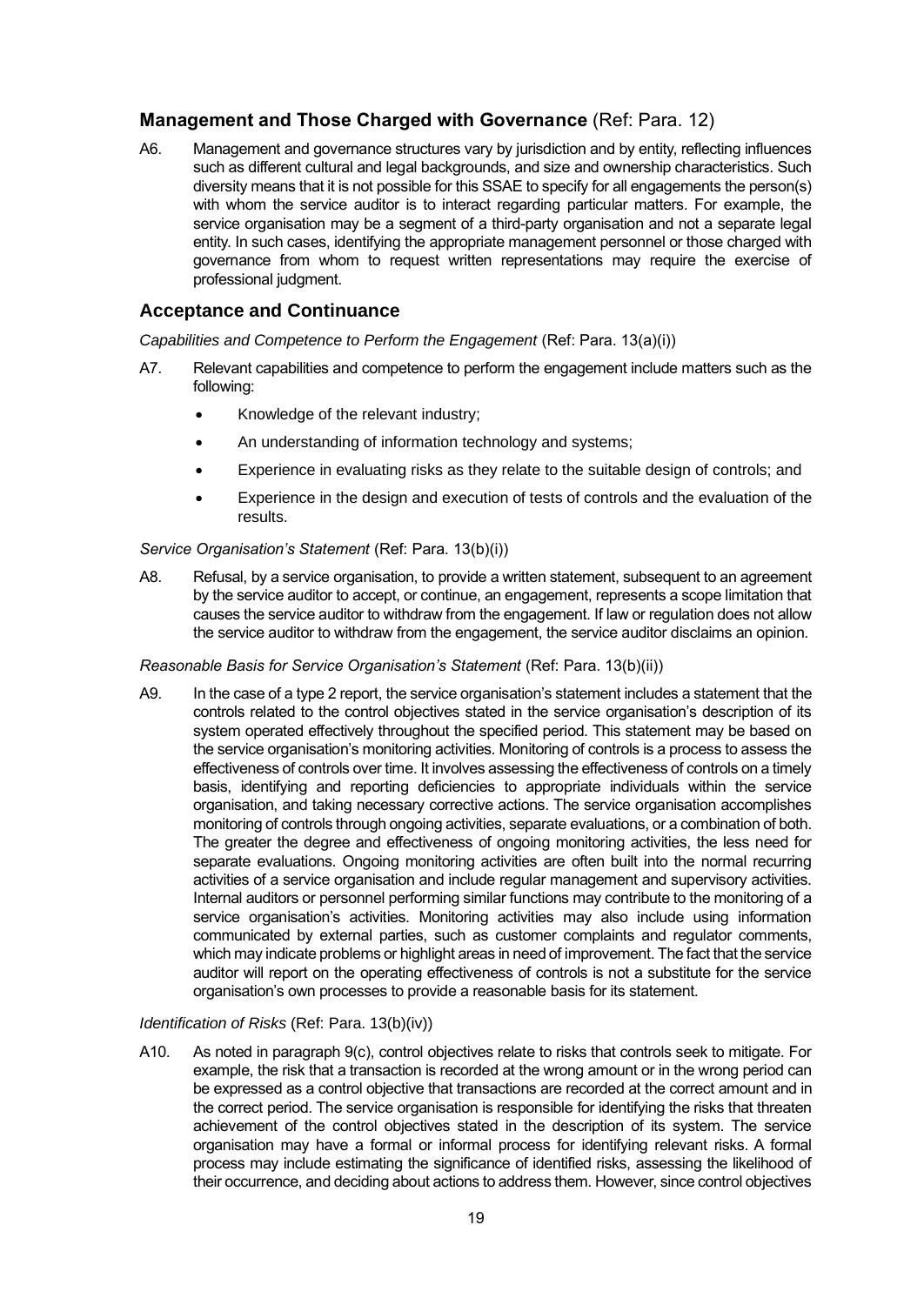## **Management and Those Charged with Governance** (Ref: Para. 12)

A6. Management and governance structures vary by jurisdiction and by entity, reflecting influences such as different cultural and legal backgrounds, and size and ownership characteristics. Such diversity means that it is not possible for this SSAE to specify for all engagements the person(s) with whom the service auditor is to interact regarding particular matters. For example, the service organisation may be a segment of a third-party organisation and not a separate legal entity. In such cases, identifying the appropriate management personnel or those charged with governance from whom to request written representations may require the exercise of professional judgment.

## **Acceptance and Continuance**

*Capabilities and Competence to Perform the Engagement* (Ref: Para. 13(a)(i))

A7. Relevant capabilities and competence to perform the engagement include matters such as the following:

- Knowledge of the relevant industry;
- An understanding of information technology and systems;
- Experience in evaluating risks as they relate to the suitable design of controls; and
- Experience in the design and execution of tests of controls and the evaluation of the results.

*Service Organisation's Statement* (Ref: Para. 13(b)(i))

A8. Refusal, by a service organisation, to provide a written statement, subsequent to an agreement by the service auditor to accept, or continue, an engagement, represents a scope limitation that causes the service auditor to withdraw from the engagement. If law or regulation does not allow the service auditor to withdraw from the engagement, the service auditor disclaims an opinion.

*Reasonable Basis for Service Organisation's Statement* (Ref: Para. 13(b)(ii))

A9. In the case of a type 2 report, the service organisation's statement includes a statement that the controls related to the control objectives stated in the service organisation's description of its system operated effectively throughout the specified period. This statement may be based on the service organisation's monitoring activities. Monitoring of controls is a process to assess the effectiveness of controls over time. It involves assessing the effectiveness of controls on a timely basis, identifying and reporting deficiencies to appropriate individuals within the service organisation, and taking necessary corrective actions. The service organisation accomplishes monitoring of controls through ongoing activities, separate evaluations, or a combination of both. The greater the degree and effectiveness of ongoing monitoring activities, the less need for separate evaluations. Ongoing monitoring activities are often built into the normal recurring activities of a service organisation and include regular management and supervisory activities. Internal auditors or personnel performing similar functions may contribute to the monitoring of a service organisation's activities. Monitoring activities may also include using information communicated by external parties, such as customer complaints and regulator comments, which may indicate problems or highlight areas in need of improvement. The fact that the service auditor will report on the operating effectiveness of controls is not a substitute for the service organisation's own processes to provide a reasonable basis for its statement.

*Identification of Risks* (Ref: Para. 13(b)(iv))

A10. As noted in paragraph 9(c), control objectives relate to risks that controls seek to mitigate. For example, the risk that a transaction is recorded at the wrong amount or in the wrong period can be expressed as a control objective that transactions are recorded at the correct amount and in the correct period. The service organisation is responsible for identifying the risks that threaten achievement of the control objectives stated in the description of its system. The service organisation may have a formal or informal process for identifying relevant risks. A formal process may include estimating the significance of identified risks, assessing the likelihood of their occurrence, and deciding about actions to address them. However, since control objectives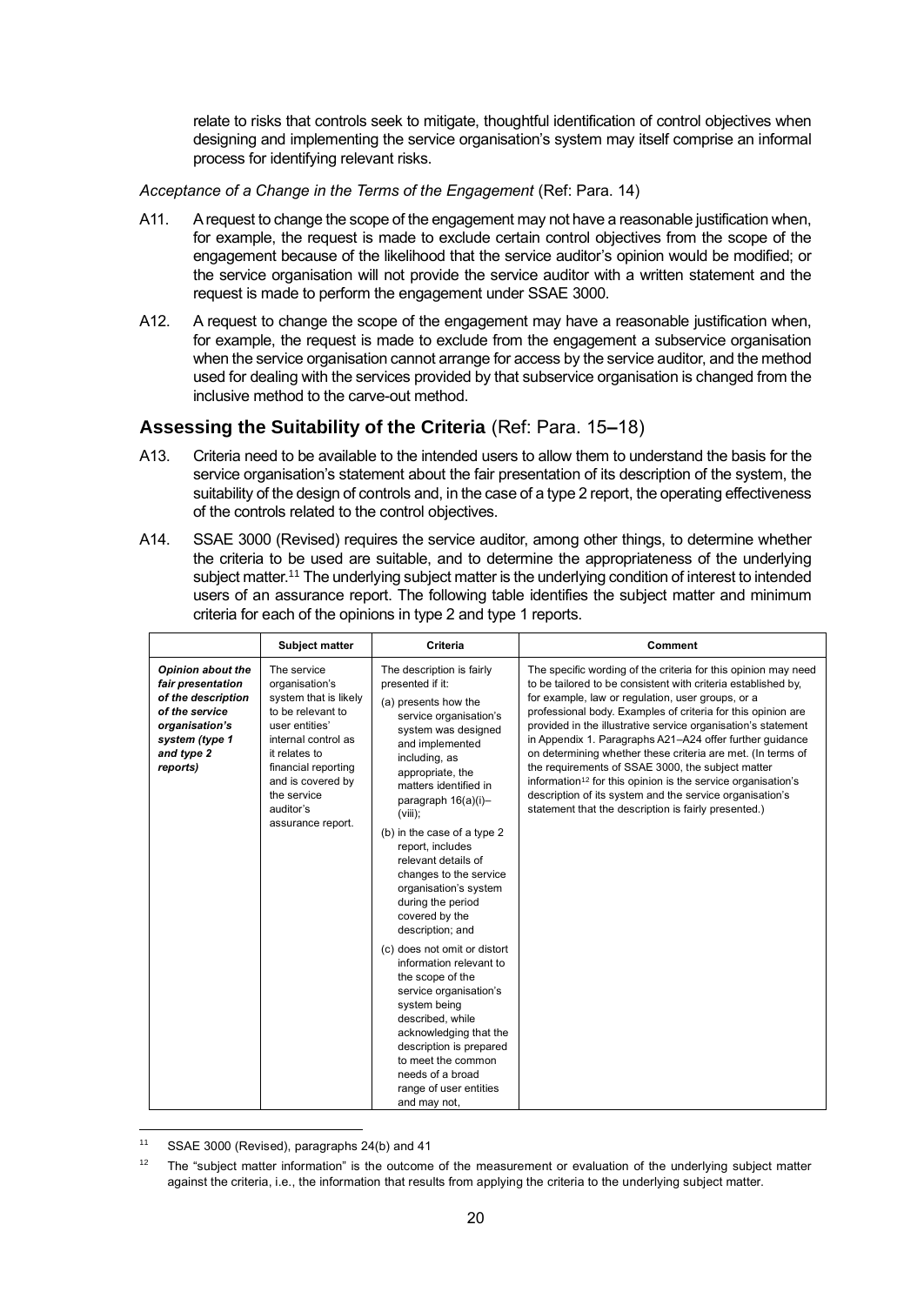relate to risks that controls seek to mitigate, thoughtful identification of control objectives when designing and implementing the service organisation's system may itself comprise an informal process for identifying relevant risks.

*Acceptance of a Change in the Terms of the Engagement* (Ref: Para. 14)

A11. A request to change the scope of the engagement may not have a reasonable justification when, for example, the request is made to exclude certain control objectives from the scope of the engagement because of the likelihood that the service auditor's opinion would be modified; or the service organisation will not provide the service auditor with a written statement and the request is made to perform the engagement under SSAE 3000.

A12. A request to change the scope of the engagement may have a reasonable justification when, for example, the request is made to exclude from the engagement a subservice organisation when the service organisation cannot arrange for access by the service auditor, and the method used for dealing with the services provided by that subservice organisation is changed from the inclusive method to the carve-out method.

## Assessing the Suitability of the Criteria (Ref: Para. 15–18)

A13. Criteria need to be available to the intended users to allow them to understand the basis for the service organisation's statement about the fair presentation of its description of the system, the suitability of the design of controls and, in the case of a type 2 report, the operating effectiveness of the controls related to the control objectives.

A14. SSAE 3000 (Revised) requires the service auditor, among other things, to determine whether the criteria to be used are suitable, and to determine the appropriateness of the underlying subject matter.[11] The underlying subject matter is the underlying condition of interest to intended users of an assurance report. The following table identifies the subject matter and minimum criteria for each of the opinions in type 2 and type 1 reports.

| | Subject matter | Criteria | Comment |
|---|---|---|---|
| ***Opinion about the fair presentation of the description of the service organisation's system (type 1 and type 2 reports)*** | The service organisation's system that is likely to be relevant to user entities' internal control as it relates to financial reporting and is covered by the service auditor's assurance report. | The description is fairly presented if it: (a) presents how the service organisation's system was designed and implemented including, as appropriate, the matters identified in paragraph 16(a)(i)–(viii); (b) in the case of a type 2 report, includes relevant details of changes to the service organisation's system during the period covered by the description; and (c) does not omit or distort information relevant to the scope of the service organisation's system being described, while acknowledging that the description is prepared to meet the common needs of a broad range of user entities and may not, | The specific wording of the criteria for this opinion may need to be tailored to be consistent with criteria established by, for example, law or regulation, user groups, or a professional body. Examples of criteria for this opinion are provided in the illustrative service organisation's statement in Appendix 1. Paragraphs A21–A24 offer further guidance on determining whether these criteria are met. (In terms of the requirements of SSAE 3000, the subject matter information[12] for this opinion is the service organisation's description of its system and the service organisation's statement that the description is fairly presented.) |

[11] SSAE 3000 (Revised), paragraphs 24(b) and 41

[12] The "subject matter information" is the outcome of the measurement or evaluation of the underlying subject matter against the criteria, i.e., the information that results from applying the criteria to the underlying subject matter.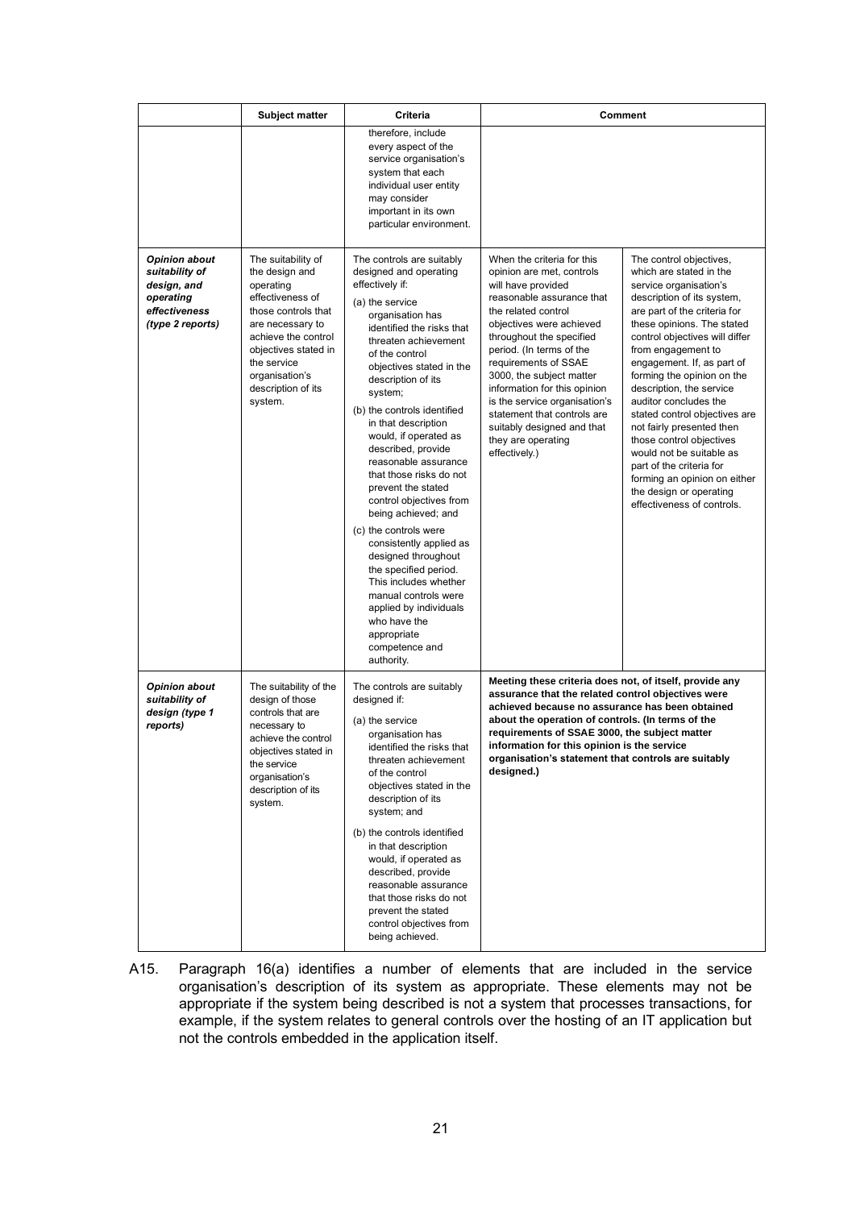| | Subject matter | Criteria | Comment | |
|---|---|---|---|---|
| | | therefore, include every aspect of the service organisation's system that each individual user entity may consider important in its own particular environment. | | |
| ***Opinion about suitability of design, and operating effectiveness (type 2 reports)*** | The suitability of the design and operating effectiveness of those controls that are necessary to achieve the control objectives stated in the service organisation's description of its system. | The controls are suitably designed and operating effectively if: (a) the service organisation has identified the risks that threaten achievement of the control objectives stated in the description of its system; (b) the controls identified in that description would, if operated as described, provide reasonable assurance that those risks do not prevent the stated control objectives from being achieved; and (c) the controls were consistently applied as designed throughout the specified period. This includes whether manual controls were applied by individuals who have the appropriate competence and authority. | When the criteria for this opinion are met, controls will have provided reasonable assurance that the related control objectives were achieved throughout the specified period. (In terms of the requirements of SSAE 3000, the subject matter information for this opinion is the service organisation's statement that controls are suitably designed and that they are operating effectively.) | The control objectives, which are stated in the service organisation's description of its system, are part of the criteria for these opinions. The stated control objectives will differ from engagement to engagement. If, as part of forming the opinion on the description, the service auditor concludes the stated control objectives are not fairly presented then those control objectives would not be suitable as part of the criteria for forming an opinion on either the design or operating effectiveness of controls. |
| ***Opinion about suitability of design (type 1 reports)*** | The suitability of the design of those controls that are necessary to achieve the control objectives stated in the service organisation's description of its system. | The controls are suitably designed if: (a) the service organisation has identified the risks that threaten achievement of the control objectives stated in the description of its system; and (b) the controls identified in that description would, if operated as described, provide reasonable assurance that those risks do not prevent the stated control objectives from being achieved. | **Meeting these criteria does not, of itself, provide any assurance that the related control objectives were achieved because no assurance has been obtained about the operation of controls. (In terms of the requirements of SSAE 3000, the subject matter information for this opinion is the service organisation's statement that controls are suitably designed.)** | |

A15. Paragraph 16(a) identifies a number of elements that are included in the service organisation's description of its system as appropriate. These elements may not be appropriate if the system being described is not a system that processes transactions, for example, if the system relates to general controls over the hosting of an IT application but not the controls embedded in the application itself.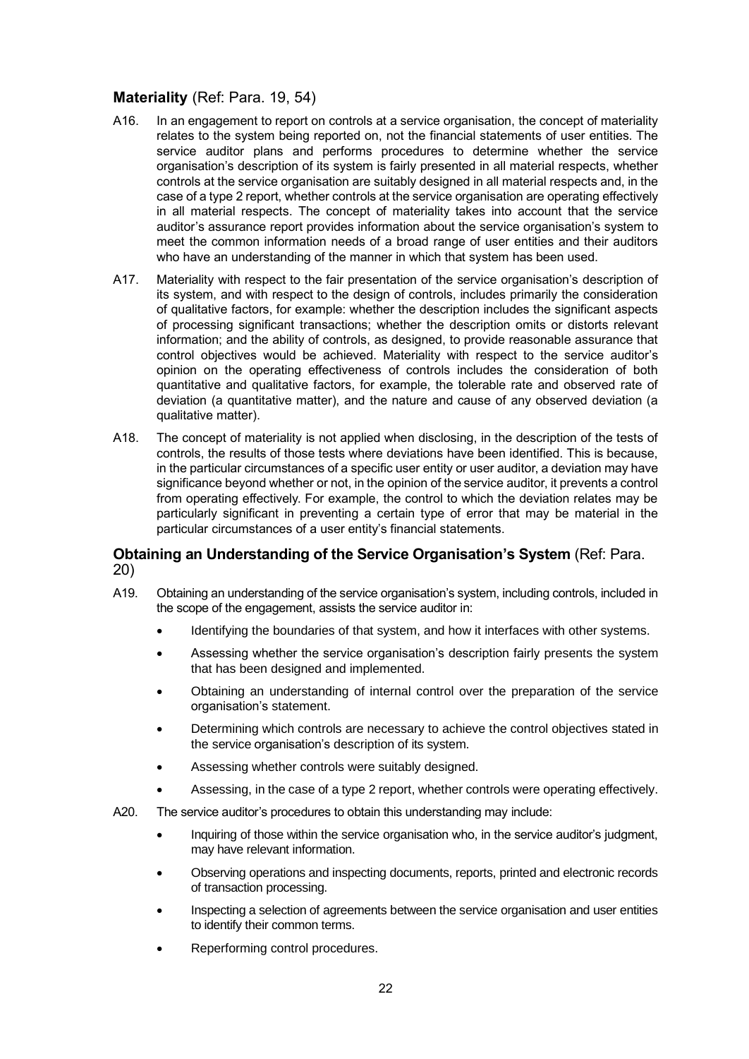## Materiality (Ref: Para. 19, 54)

A16. In an engagement to report on controls at a service organisation, the concept of materiality relates to the system being reported on, not the financial statements of user entities. The service auditor plans and performs procedures to determine whether the service organisation's description of its system is fairly presented in all material respects, whether controls at the service organisation are suitably designed in all material respects and, in the case of a type 2 report, whether controls at the service organisation are operating effectively in all material respects. The concept of materiality takes into account that the service auditor's assurance report provides information about the service organisation's system to meet the common information needs of a broad range of user entities and their auditors who have an understanding of the manner in which that system has been used.

A17. Materiality with respect to the fair presentation of the service organisation's description of its system, and with respect to the design of controls, includes primarily the consideration of qualitative factors, for example: whether the description includes the significant aspects of processing significant transactions; whether the description omits or distorts relevant information; and the ability of controls, as designed, to provide reasonable assurance that control objectives would be achieved. Materiality with respect to the service auditor's opinion on the operating effectiveness of controls includes the consideration of both quantitative and qualitative factors, for example, the tolerable rate and observed rate of deviation (a quantitative matter), and the nature and cause of any observed deviation (a qualitative matter).

A18. The concept of materiality is not applied when disclosing, in the description of the tests of controls, the results of those tests where deviations have been identified. This is because, in the particular circumstances of a specific user entity or user auditor, a deviation may have significance beyond whether or not, in the opinion of the service auditor, it prevents a control from operating effectively. For example, the control to which the deviation relates may be particularly significant in preventing a certain type of error that may be material in the particular circumstances of a user entity's financial statements.

## Obtaining an Understanding of the Service Organisation's System (Ref: Para. 20)

A19. Obtaining an understanding of the service organisation's system, including controls, included in the scope of the engagement, assists the service auditor in:

- Identifying the boundaries of that system, and how it interfaces with other systems.
- Assessing whether the service organisation's description fairly presents the system that has been designed and implemented.
- Obtaining an understanding of internal control over the preparation of the service organisation's statement.
- Determining which controls are necessary to achieve the control objectives stated in the service organisation's description of its system.
- Assessing whether controls were suitably designed.
- Assessing, in the case of a type 2 report, whether controls were operating effectively.

A20. The service auditor's procedures to obtain this understanding may include:

- Inquiring of those within the service organisation who, in the service auditor's judgment, may have relevant information.
- Observing operations and inspecting documents, reports, printed and electronic records of transaction processing.
- Inspecting a selection of agreements between the service organisation and user entities to identify their common terms.
- Reperforming control procedures.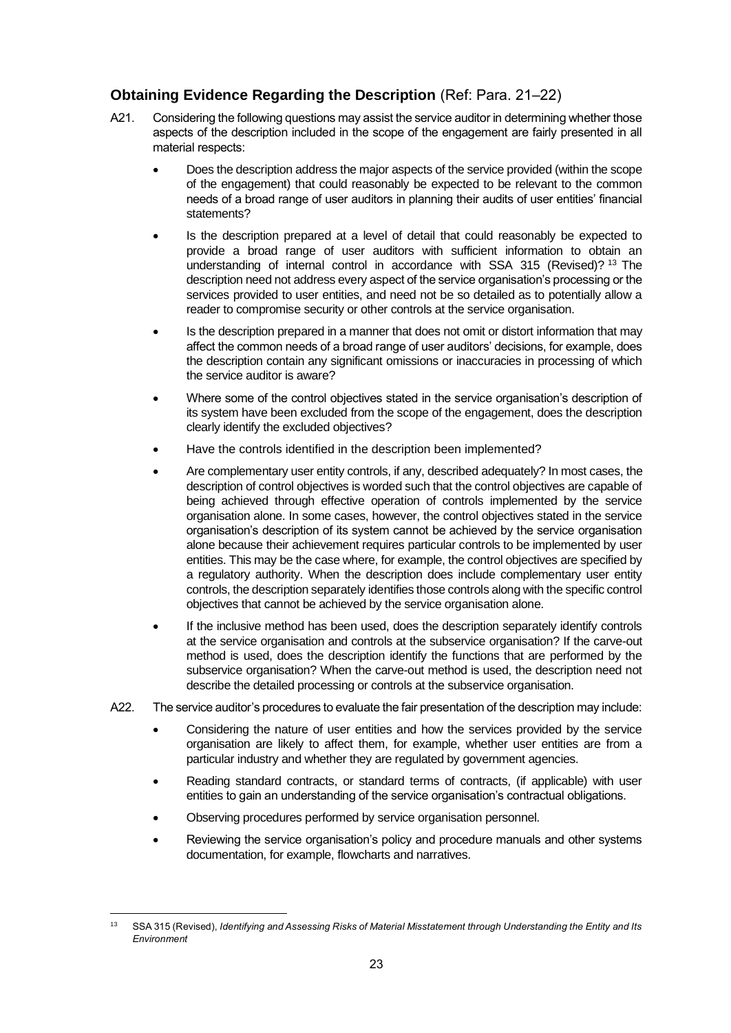## Obtaining Evidence Regarding the Description (Ref: Para. 21–22)

A21. Considering the following questions may assist the service auditor in determining whether those aspects of the description included in the scope of the engagement are fairly presented in all material respects:

- Does the description address the major aspects of the service provided (within the scope of the engagement) that could reasonably be expected to be relevant to the common needs of a broad range of user auditors in planning their audits of user entities' financial statements?
- Is the description prepared at a level of detail that could reasonably be expected to provide a broad range of user auditors with sufficient information to obtain an understanding of internal control in accordance with SSA 315 (Revised)? [13] The description need not address every aspect of the service organisation's processing or the services provided to user entities, and need not be so detailed as to potentially allow a reader to compromise security or other controls at the service organisation.
- Is the description prepared in a manner that does not omit or distort information that may affect the common needs of a broad range of user auditors' decisions, for example, does the description contain any significant omissions or inaccuracies in processing of which the service auditor is aware?
- Where some of the control objectives stated in the service organisation's description of its system have been excluded from the scope of the engagement, does the description clearly identify the excluded objectives?
- Have the controls identified in the description been implemented?
- Are complementary user entity controls, if any, described adequately? In most cases, the description of control objectives is worded such that the control objectives are capable of being achieved through effective operation of controls implemented by the service organisation alone. In some cases, however, the control objectives stated in the service organisation's description of its system cannot be achieved by the service organisation alone because their achievement requires particular controls to be implemented by user entities. This may be the case where, for example, the control objectives are specified by a regulatory authority. When the description does include complementary user entity controls, the description separately identifies those controls along with the specific control objectives that cannot be achieved by the service organisation alone.
- If the inclusive method has been used, does the description separately identify controls at the service organisation and controls at the subservice organisation? If the carve-out method is used, does the description identify the functions that are performed by the subservice organisation? When the carve-out method is used, the description need not describe the detailed processing or controls at the subservice organisation.

A22. The service auditor's procedures to evaluate the fair presentation of the description may include:

- Considering the nature of user entities and how the services provided by the service organisation are likely to affect them, for example, whether user entities are from a particular industry and whether they are regulated by government agencies.
- Reading standard contracts, or standard terms of contracts, (if applicable) with user entities to gain an understanding of the service organisation's contractual obligations.
- Observing procedures performed by service organisation personnel.
- Reviewing the service organisation's policy and procedure manuals and other systems documentation, for example, flowcharts and narratives.

---

[13] SSA 315 (Revised), *Identifying and Assessing Risks of Material Misstatement through Understanding the Entity and Its Environment*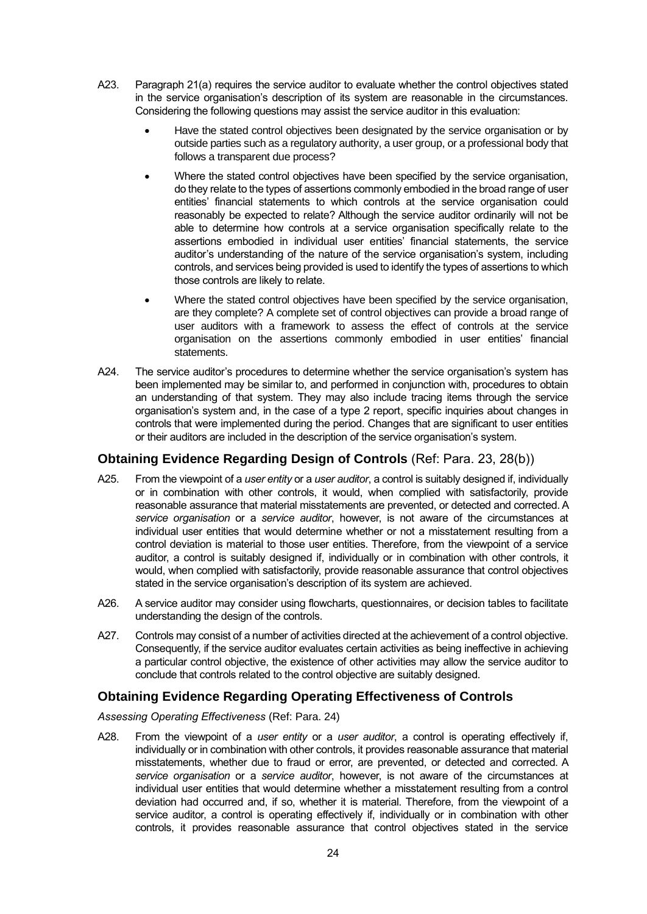A23. Paragraph 21(a) requires the service auditor to evaluate whether the control objectives stated in the service organisation's description of its system are reasonable in the circumstances. Considering the following questions may assist the service auditor in this evaluation:

- Have the stated control objectives been designated by the service organisation or by outside parties such as a regulatory authority, a user group, or a professional body that follows a transparent due process?
- Where the stated control objectives have been specified by the service organisation, do they relate to the types of assertions commonly embodied in the broad range of user entities' financial statements to which controls at the service organisation could reasonably be expected to relate? Although the service auditor ordinarily will not be able to determine how controls at a service organisation specifically relate to the assertions embodied in individual user entities' financial statements, the service auditor's understanding of the nature of the service organisation's system, including controls, and services being provided is used to identify the types of assertions to which those controls are likely to relate.
- Where the stated control objectives have been specified by the service organisation, are they complete? A complete set of control objectives can provide a broad range of user auditors with a framework to assess the effect of controls at the service organisation on the assertions commonly embodied in user entities' financial statements.

A24. The service auditor's procedures to determine whether the service organisation's system has been implemented may be similar to, and performed in conjunction with, procedures to obtain an understanding of that system. They may also include tracing items through the service organisation's system and, in the case of a type 2 report, specific inquiries about changes in controls that were implemented during the period. Changes that are significant to user entities or their auditors are included in the description of the service organisation's system.

## Obtaining Evidence Regarding Design of Controls (Ref: Para. 23, 28(b))

A25. From the viewpoint of a *user entity* or a *user auditor*, a control is suitably designed if, individually or in combination with other controls, it would, when complied with satisfactorily, provide reasonable assurance that material misstatements are prevented, or detected and corrected. A *service organisation* or a *service auditor*, however, is not aware of the circumstances at individual user entities that would determine whether or not a misstatement resulting from a control deviation is material to those user entities. Therefore, from the viewpoint of a service auditor, a control is suitably designed if, individually or in combination with other controls, it would, when complied with satisfactorily, provide reasonable assurance that control objectives stated in the service organisation's description of its system are achieved.

A26. A service auditor may consider using flowcharts, questionnaires, or decision tables to facilitate understanding the design of the controls.

A27. Controls may consist of a number of activities directed at the achievement of a control objective. Consequently, if the service auditor evaluates certain activities as being ineffective in achieving a particular control objective, the existence of other activities may allow the service auditor to conclude that controls related to the control objective are suitably designed.

## Obtaining Evidence Regarding Operating Effectiveness of Controls

*Assessing Operating Effectiveness* (Ref: Para. 24)

A28. From the viewpoint of a *user entity* or a *user auditor*, a control is operating effectively if, individually or in combination with other controls, it provides reasonable assurance that material misstatements, whether due to fraud or error, are prevented, or detected and corrected. A *service organisation* or a *service auditor*, however, is not aware of the circumstances at individual user entities that would determine whether a misstatement resulting from a control deviation had occurred and, if so, whether it is material. Therefore, from the viewpoint of a service auditor, a control is operating effectively if, individually or in combination with other controls, it provides reasonable assurance that control objectives stated in the service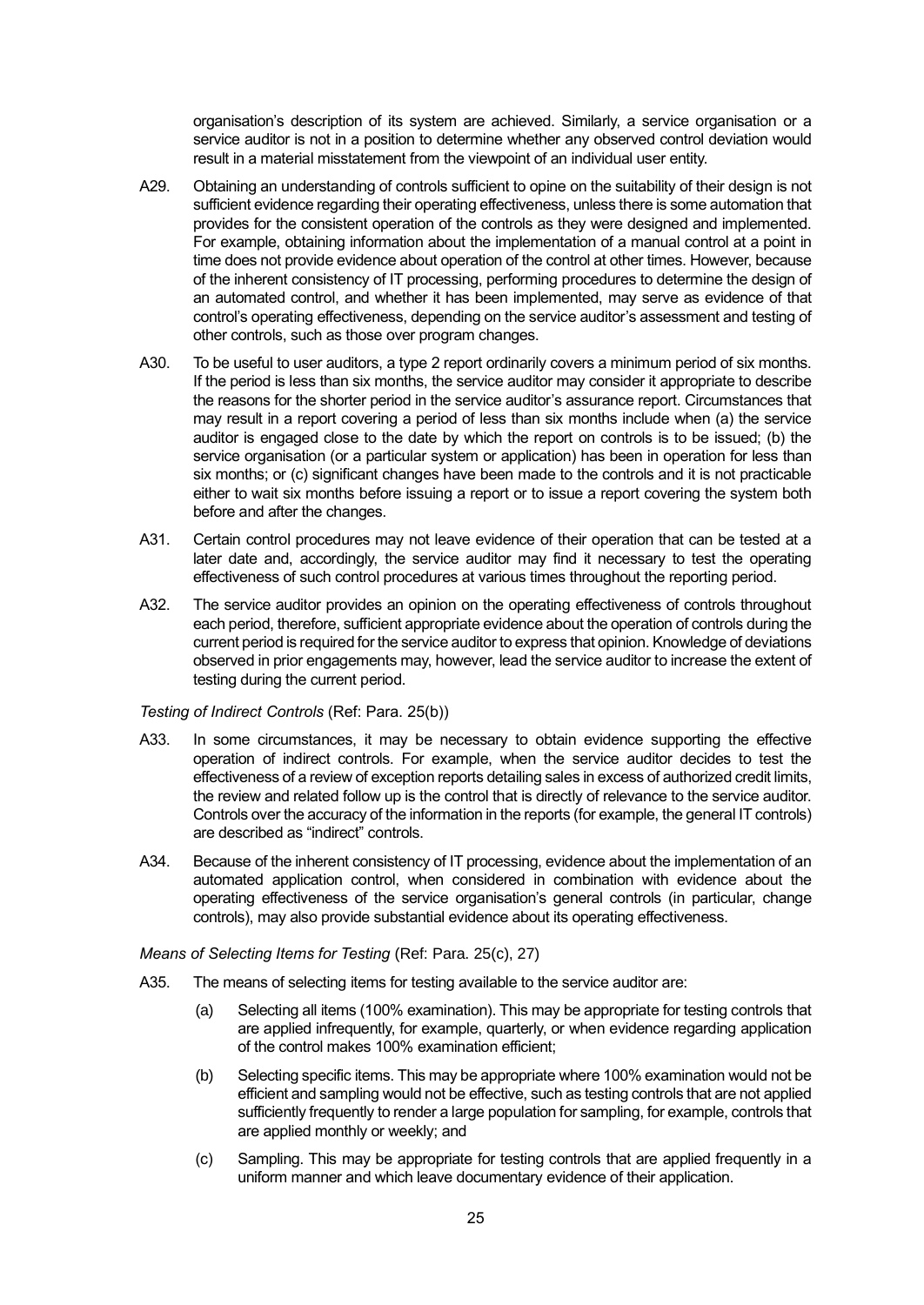organisation's description of its system are achieved. Similarly, a service organisation or a service auditor is not in a position to determine whether any observed control deviation would result in a material misstatement from the viewpoint of an individual user entity.

A29. Obtaining an understanding of controls sufficient to opine on the suitability of their design is not sufficient evidence regarding their operating effectiveness, unless there is some automation that provides for the consistent operation of the controls as they were designed and implemented. For example, obtaining information about the implementation of a manual control at a point in time does not provide evidence about operation of the control at other times. However, because of the inherent consistency of IT processing, performing procedures to determine the design of an automated control, and whether it has been implemented, may serve as evidence of that control's operating effectiveness, depending on the service auditor's assessment and testing of other controls, such as those over program changes.

A30. To be useful to user auditors, a type 2 report ordinarily covers a minimum period of six months. If the period is less than six months, the service auditor may consider it appropriate to describe the reasons for the shorter period in the service auditor's assurance report. Circumstances that may result in a report covering a period of less than six months include when (a) the service auditor is engaged close to the date by which the report on controls is to be issued; (b) the service organisation (or a particular system or application) has been in operation for less than six months; or (c) significant changes have been made to the controls and it is not practicable either to wait six months before issuing a report or to issue a report covering the system both before and after the changes.

A31. Certain control procedures may not leave evidence of their operation that can be tested at a later date and, accordingly, the service auditor may find it necessary to test the operating effectiveness of such control procedures at various times throughout the reporting period.

A32. The service auditor provides an opinion on the operating effectiveness of controls throughout each period, therefore, sufficient appropriate evidence about the operation of controls during the current period is required for the service auditor to express that opinion. Knowledge of deviations observed in prior engagements may, however, lead the service auditor to increase the extent of testing during the current period.

*Testing of Indirect Controls* (Ref: Para. 25(b))

A33. In some circumstances, it may be necessary to obtain evidence supporting the effective operation of indirect controls. For example, when the service auditor decides to test the effectiveness of a review of exception reports detailing sales in excess of authorized credit limits, the review and related follow up is the control that is directly of relevance to the service auditor. Controls over the accuracy of the information in the reports (for example, the general IT controls) are described as "indirect" controls.

A34. Because of the inherent consistency of IT processing, evidence about the implementation of an automated application control, when considered in combination with evidence about the operating effectiveness of the service organisation's general controls (in particular, change controls), may also provide substantial evidence about its operating effectiveness.

*Means of Selecting Items for Testing* (Ref: Para. 25(c), 27)

A35. The means of selecting items for testing available to the service auditor are:

(a) Selecting all items (100% examination). This may be appropriate for testing controls that are applied infrequently, for example, quarterly, or when evidence regarding application of the control makes 100% examination efficient;

(b) Selecting specific items. This may be appropriate where 100% examination would not be efficient and sampling would not be effective, such as testing controls that are not applied sufficiently frequently to render a large population for sampling, for example, controls that are applied monthly or weekly; and

(c) Sampling. This may be appropriate for testing controls that are applied frequently in a uniform manner and which leave documentary evidence of their application.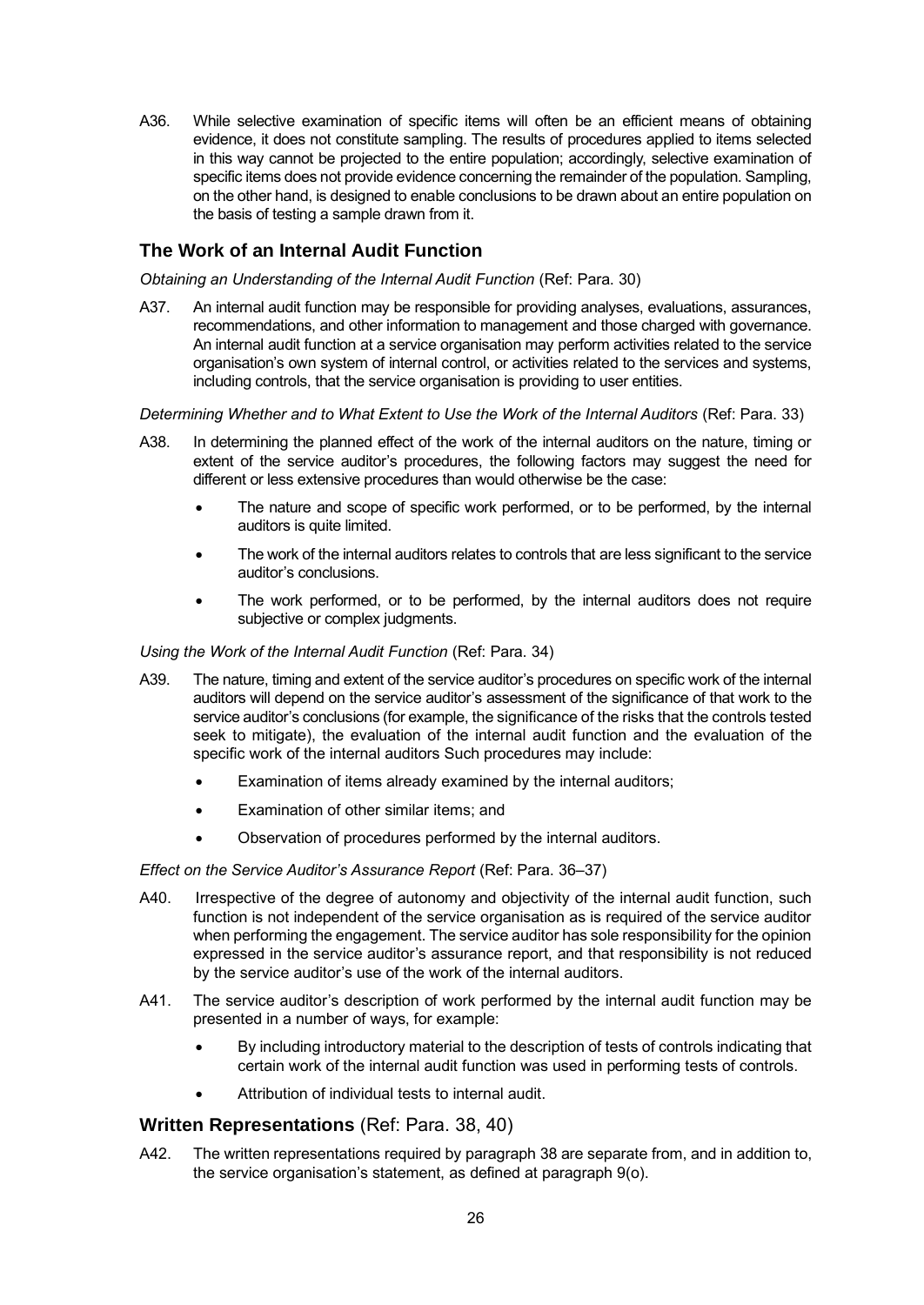A36. While selective examination of specific items will often be an efficient means of obtaining evidence, it does not constitute sampling. The results of procedures applied to items selected in this way cannot be projected to the entire population; accordingly, selective examination of specific items does not provide evidence concerning the remainder of the population. Sampling, on the other hand, is designed to enable conclusions to be drawn about an entire population on the basis of testing a sample drawn from it.

## The Work of an Internal Audit Function

*Obtaining an Understanding of the Internal Audit Function* (Ref: Para. 30)

A37. An internal audit function may be responsible for providing analyses, evaluations, assurances, recommendations, and other information to management and those charged with governance. An internal audit function at a service organisation may perform activities related to the service organisation's own system of internal control, or activities related to the services and systems, including controls, that the service organisation is providing to user entities.

*Determining Whether and to What Extent to Use the Work of the Internal Auditors* (Ref: Para. 33)

A38. In determining the planned effect of the work of the internal auditors on the nature, timing or extent of the service auditor's procedures, the following factors may suggest the need for different or less extensive procedures than would otherwise be the case:

- The nature and scope of specific work performed, or to be performed, by the internal auditors is quite limited.
- The work of the internal auditors relates to controls that are less significant to the service auditor's conclusions.
- The work performed, or to be performed, by the internal auditors does not require subjective or complex judgments.

*Using the Work of the Internal Audit Function* (Ref: Para. 34)

A39. The nature, timing and extent of the service auditor's procedures on specific work of the internal auditors will depend on the service auditor's assessment of the significance of that work to the service auditor's conclusions (for example, the significance of the risks that the controls tested seek to mitigate), the evaluation of the internal audit function and the evaluation of the specific work of the internal auditors Such procedures may include:

- Examination of items already examined by the internal auditors;
- Examination of other similar items; and
- Observation of procedures performed by the internal auditors.

*Effect on the Service Auditor's Assurance Report* (Ref: Para. 36–37)

A40. Irrespective of the degree of autonomy and objectivity of the internal audit function, such function is not independent of the service organisation as is required of the service auditor when performing the engagement. The service auditor has sole responsibility for the opinion expressed in the service auditor's assurance report, and that responsibility is not reduced by the service auditor's use of the work of the internal auditors.

A41. The service auditor's description of work performed by the internal audit function may be presented in a number of ways, for example:

- By including introductory material to the description of tests of controls indicating that certain work of the internal audit function was used in performing tests of controls.
- Attribution of individual tests to internal audit.

## Written Representations (Ref: Para. 38, 40)

A42. The written representations required by paragraph 38 are separate from, and in addition to, the service organisation's statement, as defined at paragraph 9(o).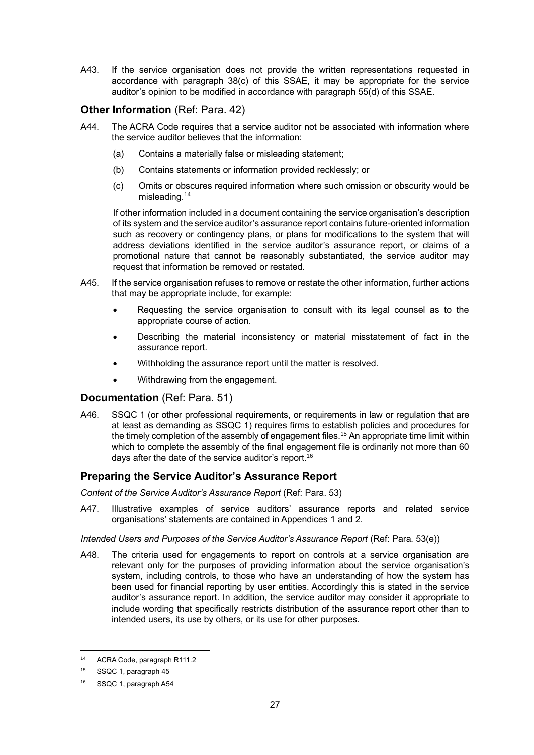A43. If the service organisation does not provide the written representations requested in accordance with paragraph 38(c) of this SSAE, it may be appropriate for the service auditor's opinion to be modified in accordance with paragraph 55(d) of this SSAE.

## Other Information (Ref: Para. 42)

A44. The ACRA Code requires that a service auditor not be associated with information where the service auditor believes that the information:

(a) Contains a materially false or misleading statement;

(b) Contains statements or information provided recklessly; or

(c) Omits or obscures required information where such omission or obscurity would be misleading.[14]

If other information included in a document containing the service organisation's description of its system and the service auditor's assurance report contains future-oriented information such as recovery or contingency plans, or plans for modifications to the system that will address deviations identified in the service auditor's assurance report, or claims of a promotional nature that cannot be reasonably substantiated, the service auditor may request that information be removed or restated.

A45. If the service organisation refuses to remove or restate the other information, further actions that may be appropriate include, for example:

- Requesting the service organisation to consult with its legal counsel as to the appropriate course of action.
- Describing the material inconsistency or material misstatement of fact in the assurance report.
- Withholding the assurance report until the matter is resolved.
- Withdrawing from the engagement.

## Documentation (Ref: Para. 51)

A46. SSQC 1 (or other professional requirements, or requirements in law or regulation that are at least as demanding as SSQC 1) requires firms to establish policies and procedures for the timely completion of the assembly of engagement files.[15] An appropriate time limit within which to complete the assembly of the final engagement file is ordinarily not more than 60 days after the date of the service auditor's report.[16]

## Preparing the Service Auditor's Assurance Report

*Content of the Service Auditor's Assurance Report* (Ref: Para. 53)

A47. Illustrative examples of service auditors' assurance reports and related service organisations' statements are contained in Appendices 1 and 2.

*Intended Users and Purposes of the Service Auditor's Assurance Report* (Ref: Para. 53(e))

A48. The criteria used for engagements to report on controls at a service organisation are relevant only for the purposes of providing information about the service organisation's system, including controls, to those who have an understanding of how the system has been used for financial reporting by user entities. Accordingly this is stated in the service auditor's assurance report. In addition, the service auditor may consider it appropriate to include wording that specifically restricts distribution of the assurance report other than to intended users, its use by others, or its use for other purposes.

---

[14] ACRA Code, paragraph R111.2

[15] SSQC 1, paragraph 45

[16] SSQC 1, paragraph A54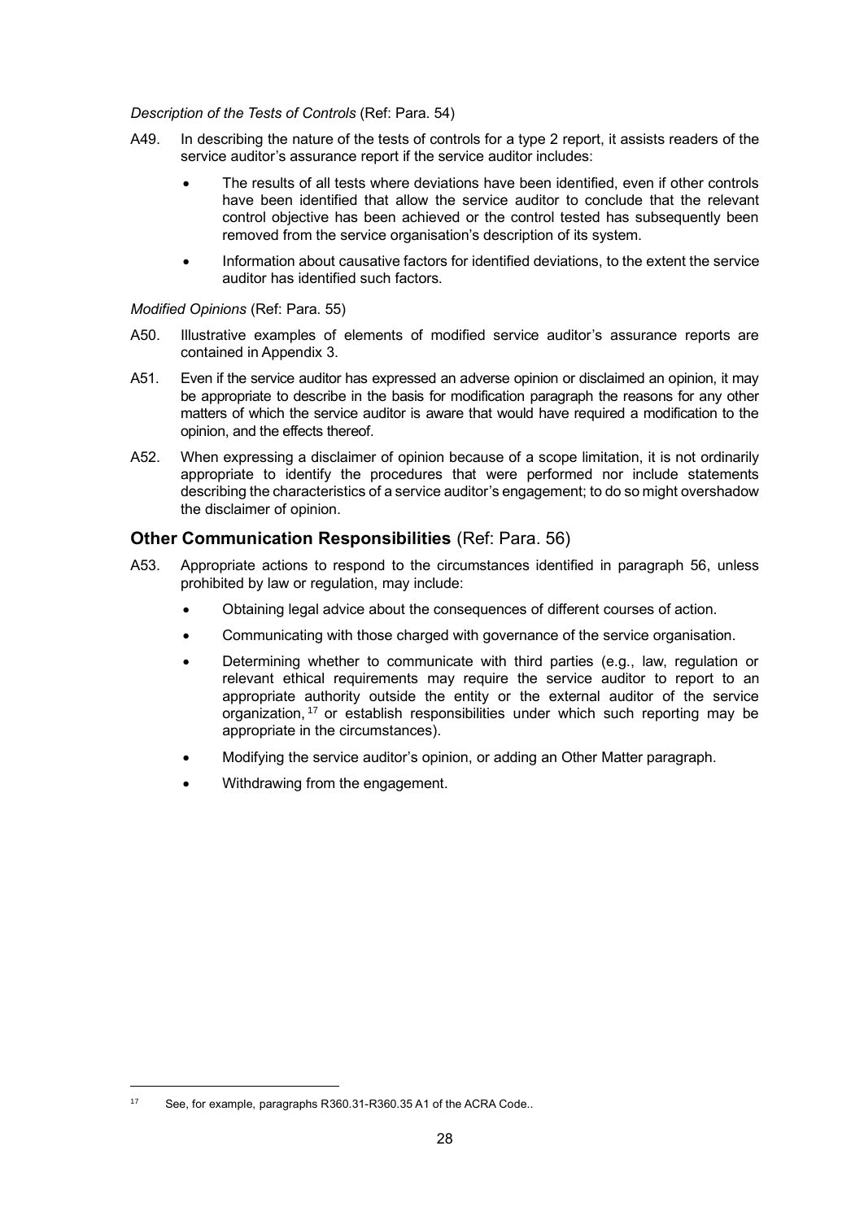*Description of the Tests of Controls* (Ref: Para. 54)

A49. In describing the nature of the tests of controls for a type 2 report, it assists readers of the service auditor's assurance report if the service auditor includes:

- The results of all tests where deviations have been identified, even if other controls have been identified that allow the service auditor to conclude that the relevant control objective has been achieved or the control tested has subsequently been removed from the service organisation's description of its system.
- Information about causative factors for identified deviations, to the extent the service auditor has identified such factors.

*Modified Opinions* (Ref: Para. 55)

A50. Illustrative examples of elements of modified service auditor's assurance reports are contained in Appendix 3.

A51. Even if the service auditor has expressed an adverse opinion or disclaimed an opinion, it may be appropriate to describe in the basis for modification paragraph the reasons for any other matters of which the service auditor is aware that would have required a modification to the opinion, and the effects thereof.

A52. When expressing a disclaimer of opinion because of a scope limitation, it is not ordinarily appropriate to identify the procedures that were performed nor include statements describing the characteristics of a service auditor's engagement; to do so might overshadow the disclaimer of opinion.

## **Other Communication Responsibilities** (Ref: Para. 56)

A53. Appropriate actions to respond to the circumstances identified in paragraph 56, unless prohibited by law or regulation, may include:

- Obtaining legal advice about the consequences of different courses of action.
- Communicating with those charged with governance of the service organisation.
- Determining whether to communicate with third parties (e.g., law, regulation or relevant ethical requirements may require the service auditor to report to an appropriate authority outside the entity or the external auditor of the service organization,[17] or establish responsibilities under which such reporting may be appropriate in the circumstances).
- Modifying the service auditor's opinion, or adding an Other Matter paragraph.
- Withdrawing from the engagement.

---

[17] See, for example, paragraphs R360.31-R360.35 A1 of the ACRA Code..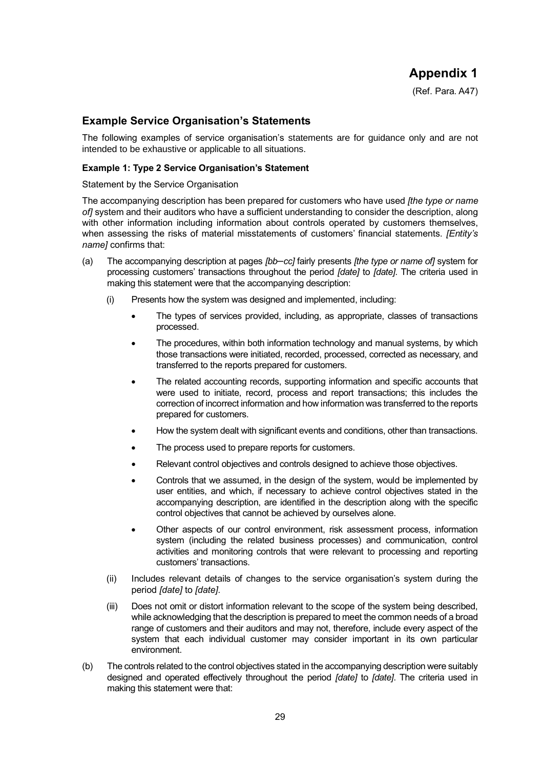# Appendix 1

(Ref. Para. A47)

## Example Service Organisation's Statements

The following examples of service organisation's statements are for guidance only and are not intended to be exhaustive or applicable to all situations.

#### Example 1: Type 2 Service Organisation's Statement

Statement by the Service Organisation

The accompanying description has been prepared for customers who have used *[the type or name of]* system and their auditors who have a sufficient understanding to consider the description, along with other information including information about controls operated by customers themselves, when assessing the risks of material misstatements of customers' financial statements. *[Entity's name]* confirms that:

(a) The accompanying description at pages *[bb–cc]* fairly presents *[the type or name of]* system for processing customers' transactions throughout the period *[date]* to *[date]*. The criteria used in making this statement were that the accompanying description:

   (i) Presents how the system was designed and implemented, including:

   - The types of services provided, including, as appropriate, classes of transactions processed.
   - The procedures, within both information technology and manual systems, by which those transactions were initiated, recorded, processed, corrected as necessary, and transferred to the reports prepared for customers.
   - The related accounting records, supporting information and specific accounts that were used to initiate, record, process and report transactions; this includes the correction of incorrect information and how information was transferred to the reports prepared for customers.
   - How the system dealt with significant events and conditions, other than transactions.
   - The process used to prepare reports for customers.
   - Relevant control objectives and controls designed to achieve those objectives.
   - Controls that we assumed, in the design of the system, would be implemented by user entities, and which, if necessary to achieve control objectives stated in the accompanying description, are identified in the description along with the specific control objectives that cannot be achieved by ourselves alone.
   - Other aspects of our control environment, risk assessment process, information system (including the related business processes) and communication, control activities and monitoring controls that were relevant to processing and reporting customers' transactions.

   (ii) Includes relevant details of changes to the service organisation's system during the period *[date]* to *[date]*.

   (iii) Does not omit or distort information relevant to the scope of the system being described, while acknowledging that the description is prepared to meet the common needs of a broad range of customers and their auditors and may not, therefore, include every aspect of the system that each individual customer may consider important in its own particular environment.

(b) The controls related to the control objectives stated in the accompanying description were suitably designed and operated effectively throughout the period *[date]* to *[date]*. The criteria used in making this statement were that: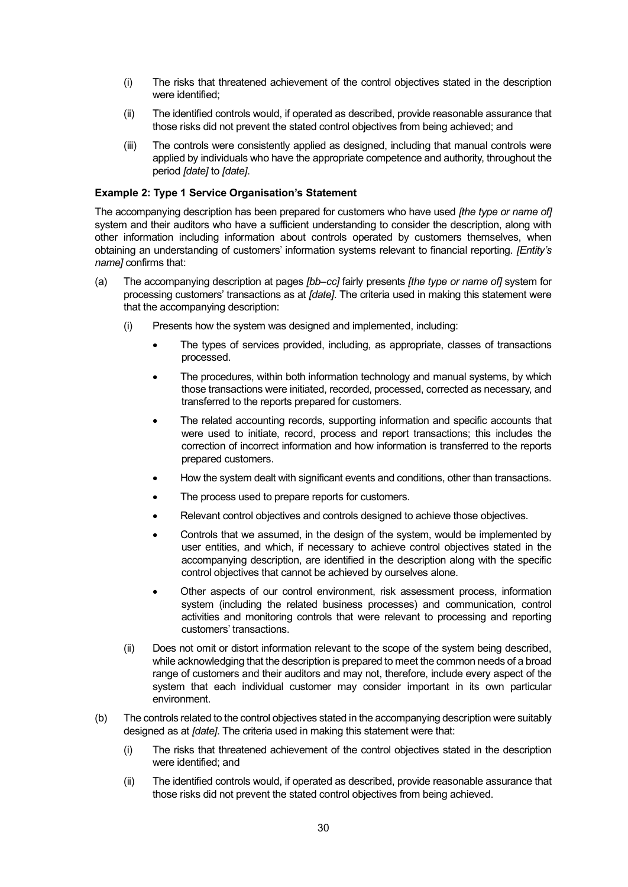(i) The risks that threatened achievement of the control objectives stated in the description were identified;

(ii) The identified controls would, if operated as described, provide reasonable assurance that those risks did not prevent the stated control objectives from being achieved; and

(iii) The controls were consistently applied as designed, including that manual controls were applied by individuals who have the appropriate competence and authority, throughout the period *[date]* to *[date]*.

**Example 2: Type 1 Service Organisation's Statement**

The accompanying description has been prepared for customers who have used *[the type or name of]* system and their auditors who have a sufficient understanding to consider the description, along with other information including information about controls operated by customers themselves, when obtaining an understanding of customers' information systems relevant to financial reporting. *[Entity's name]* confirms that:

(a) The accompanying description at pages *[bb–cc]* fairly presents *[the type or name of]* system for processing customers' transactions as at *[date]*. The criteria used in making this statement were that the accompanying description:

    (i) Presents how the system was designed and implemented, including:

    - The types of services provided, including, as appropriate, classes of transactions processed.
    - The procedures, within both information technology and manual systems, by which those transactions were initiated, recorded, processed, corrected as necessary, and transferred to the reports prepared for customers.
    - The related accounting records, supporting information and specific accounts that were used to initiate, record, process and report transactions; this includes the correction of incorrect information and how information is transferred to the reports prepared customers.
    - How the system dealt with significant events and conditions, other than transactions.
    - The process used to prepare reports for customers.
    - Relevant control objectives and controls designed to achieve those objectives.
    - Controls that we assumed, in the design of the system, would be implemented by user entities, and which, if necessary to achieve control objectives stated in the accompanying description, are identified in the description along with the specific control objectives that cannot be achieved by ourselves alone.
    - Other aspects of our control environment, risk assessment process, information system (including the related business processes) and communication, control activities and monitoring controls that were relevant to processing and reporting customers' transactions.

    (ii) Does not omit or distort information relevant to the scope of the system being described, while acknowledging that the description is prepared to meet the common needs of a broad range of customers and their auditors and may not, therefore, include every aspect of the system that each individual customer may consider important in its own particular environment.

(b) The controls related to the control objectives stated in the accompanying description were suitably designed as at *[date]*. The criteria used in making this statement were that:

    (i) The risks that threatened achievement of the control objectives stated in the description were identified; and

    (ii) The identified controls would, if operated as described, provide reasonable assurance that those risks did not prevent the stated control objectives from being achieved.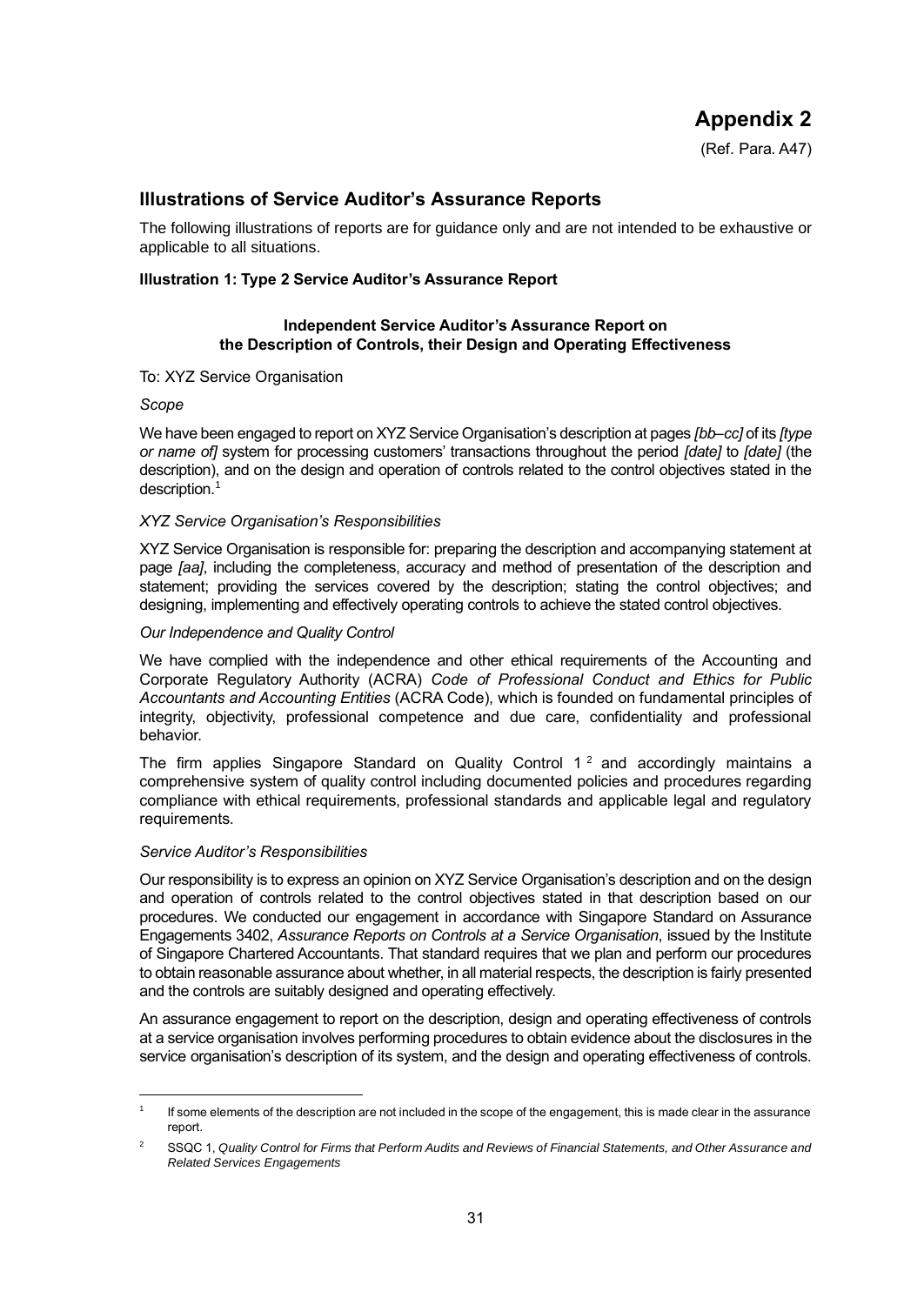# Appendix 2

(Ref. Para. A47)

## Illustrations of Service Auditor's Assurance Reports

The following illustrations of reports are for guidance only and are not intended to be exhaustive or applicable to all situations.

**Illustration 1: Type 2 Service Auditor's Assurance Report**

**Independent Service Auditor's Assurance Report on the Description of Controls, their Design and Operating Effectiveness**

To: XYZ Service Organisation

*Scope*

We have been engaged to report on XYZ Service Organisation's description at pages *[bb–cc]* of its *[type or name of]* system for processing customers' transactions throughout the period *[date]* to *[date]* (the description), and on the design and operation of controls related to the control objectives stated in the description.[1]

*XYZ Service Organisation's Responsibilities*

XYZ Service Organisation is responsible for: preparing the description and accompanying statement at page *[aa]*, including the completeness, accuracy and method of presentation of the description and statement; providing the services covered by the description; stating the control objectives; and designing, implementing and effectively operating controls to achieve the stated control objectives.

*Our Independence and Quality Control*

We have complied with the independence and other ethical requirements of the Accounting and Corporate Regulatory Authority (ACRA) *Code of Professional Conduct and Ethics for Public Accountants and Accounting Entities* (ACRA Code), which is founded on fundamental principles of integrity, objectivity, professional competence and due care, confidentiality and professional behavior.

The firm applies Singapore Standard on Quality Control 1[2] and accordingly maintains a comprehensive system of quality control including documented policies and procedures regarding compliance with ethical requirements, professional standards and applicable legal and regulatory requirements.

*Service Auditor's Responsibilities*

Our responsibility is to express an opinion on XYZ Service Organisation's description and on the design and operation of controls related to the control objectives stated in that description based on our procedures. We conducted our engagement in accordance with Singapore Standard on Assurance Engagements 3402, *Assurance Reports on Controls at a Service Organisation*, issued by the Institute of Singapore Chartered Accountants. That standard requires that we plan and perform our procedures to obtain reasonable assurance about whether, in all material respects, the description is fairly presented and the controls are suitably designed and operating effectively.

An assurance engagement to report on the description, design and operating effectiveness of controls at a service organisation involves performing procedures to obtain evidence about the disclosures in the service organisation's description of its system, and the design and operating effectiveness of controls.

---

[1] If some elements of the description are not included in the scope of the engagement, this is made clear in the assurance report.

[2] SSQC 1, *Quality Control for Firms that Perform Audits and Reviews of Financial Statements, and Other Assurance and Related Services Engagements*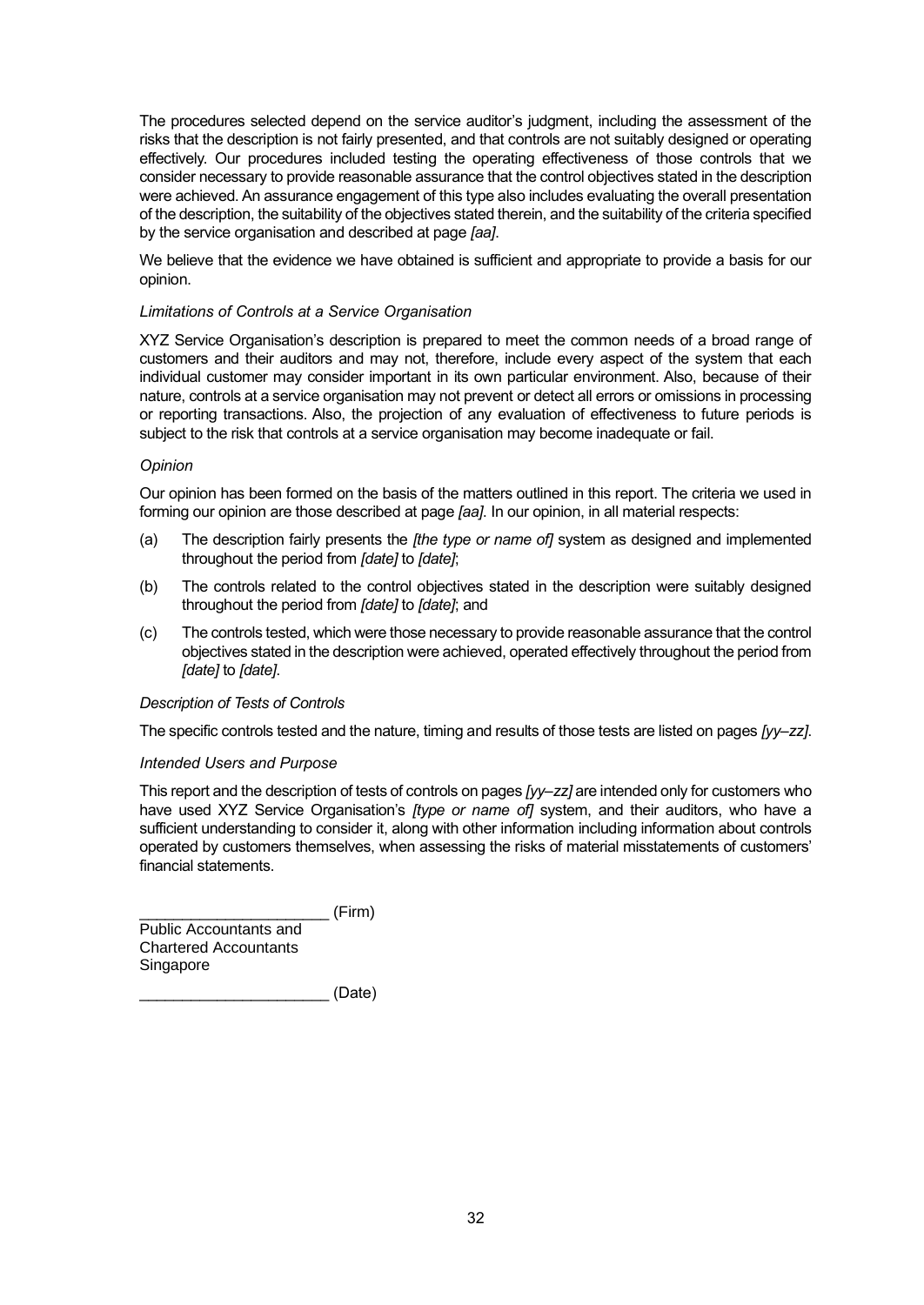The procedures selected depend on the service auditor's judgment, including the assessment of the risks that the description is not fairly presented, and that controls are not suitably designed or operating effectively. Our procedures included testing the operating effectiveness of those controls that we consider necessary to provide reasonable assurance that the control objectives stated in the description were achieved. An assurance engagement of this type also includes evaluating the overall presentation of the description, the suitability of the objectives stated therein, and the suitability of the criteria specified by the service organisation and described at page *[aa]*.

We believe that the evidence we have obtained is sufficient and appropriate to provide a basis for our opinion.

*Limitations of Controls at a Service Organisation*

XYZ Service Organisation's description is prepared to meet the common needs of a broad range of customers and their auditors and may not, therefore, include every aspect of the system that each individual customer may consider important in its own particular environment. Also, because of their nature, controls at a service organisation may not prevent or detect all errors or omissions in processing or reporting transactions. Also, the projection of any evaluation of effectiveness to future periods is subject to the risk that controls at a service organisation may become inadequate or fail.

*Opinion*

Our opinion has been formed on the basis of the matters outlined in this report. The criteria we used in forming our opinion are those described at page *[aa]*. In our opinion, in all material respects:

(a) The description fairly presents the *[the type or name of]* system as designed and implemented throughout the period from *[date]* to *[date]*;

(b) The controls related to the control objectives stated in the description were suitably designed throughout the period from *[date]* to *[date]*; and

(c) The controls tested, which were those necessary to provide reasonable assurance that the control objectives stated in the description were achieved, operated effectively throughout the period from *[date]* to *[date]*.

*Description of Tests of Controls*

The specific controls tested and the nature, timing and results of those tests are listed on pages *[yy–zz]*.

*Intended Users and Purpose*

This report and the description of tests of controls on pages *[yy–zz]* are intended only for customers who have used XYZ Service Organisation's *[type or name of]* system, and their auditors, who have a sufficient understanding to consider it, along with other information including information about controls operated by customers themselves, when assessing the risks of material misstatements of customers' financial statements.

______________________ (Firm)
Public Accountants and
Chartered Accountants
Singapore

______________________ (Date)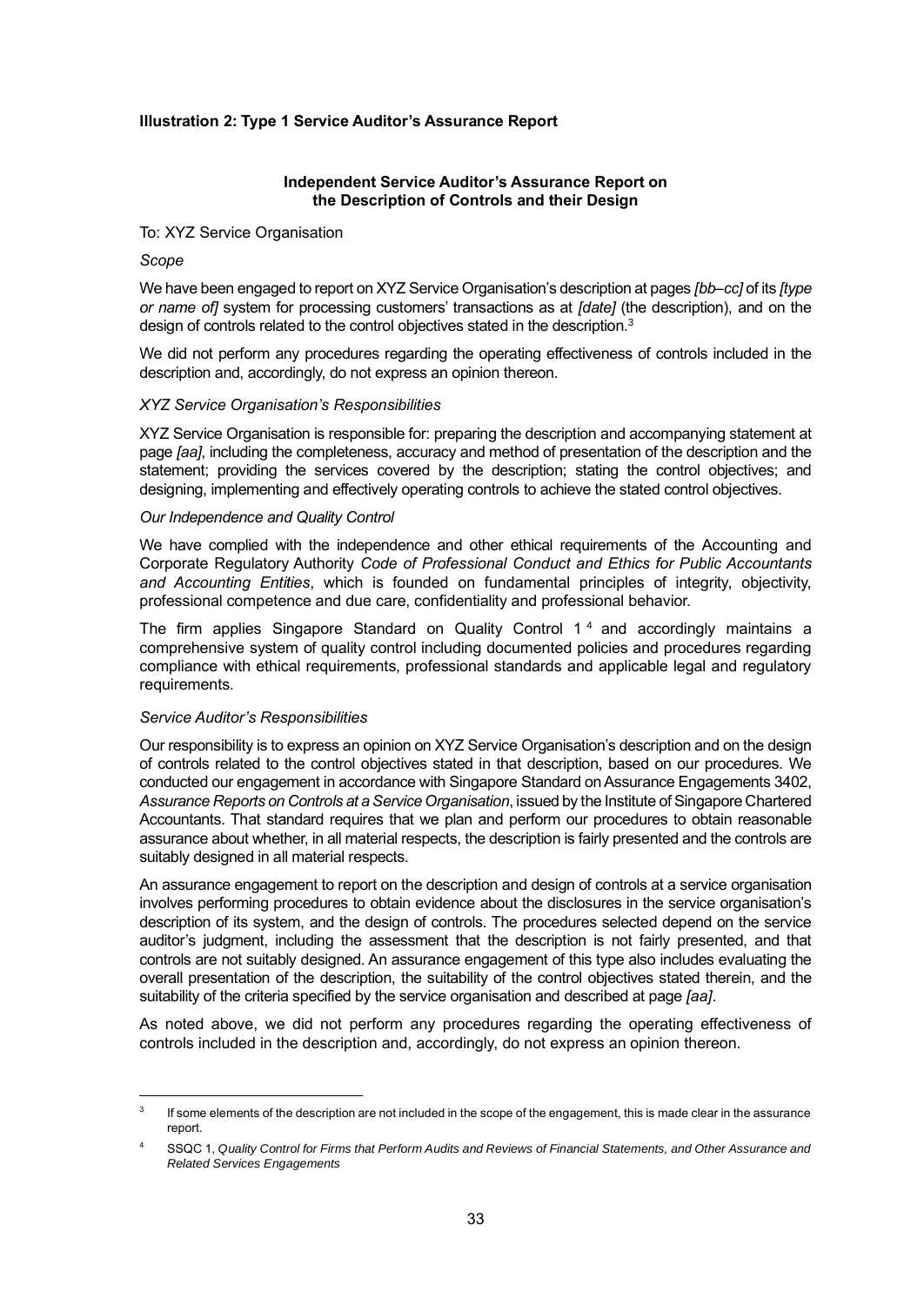**Illustration 2: Type 1 Service Auditor's Assurance Report**

**Independent Service Auditor's Assurance Report on the Description of Controls and their Design**

To: XYZ Service Organisation

*Scope*

We have been engaged to report on XYZ Service Organisation's description at pages *[bb–cc]* of its *[type or name of]* system for processing customers' transactions as at *[date]* (the description), and on the design of controls related to the control objectives stated in the description.[3]

We did not perform any procedures regarding the operating effectiveness of controls included in the description and, accordingly, do not express an opinion thereon.

*XYZ Service Organisation's Responsibilities*

XYZ Service Organisation is responsible for: preparing the description and accompanying statement at page *[aa]*, including the completeness, accuracy and method of presentation of the description and the statement; providing the services covered by the description; stating the control objectives; and designing, implementing and effectively operating controls to achieve the stated control objectives.

*Our Independence and Quality Control*

We have complied with the independence and other ethical requirements of the Accounting and Corporate Regulatory Authority *Code of Professional Conduct and Ethics for Public Accountants and Accounting Entities*, which is founded on fundamental principles of integrity, objectivity, professional competence and due care, confidentiality and professional behavior.

The firm applies Singapore Standard on Quality Control 1[4] and accordingly maintains a comprehensive system of quality control including documented policies and procedures regarding compliance with ethical requirements, professional standards and applicable legal and regulatory requirements.

*Service Auditor's Responsibilities*

Our responsibility is to express an opinion on XYZ Service Organisation's description and on the design of controls related to the control objectives stated in that description, based on our procedures. We conducted our engagement in accordance with Singapore Standard on Assurance Engagements 3402, *Assurance Reports on Controls at a Service Organisation*, issued by the Institute of Singapore Chartered Accountants. That standard requires that we plan and perform our procedures to obtain reasonable assurance about whether, in all material respects, the description is fairly presented and the controls are suitably designed in all material respects.

An assurance engagement to report on the description and design of controls at a service organisation involves performing procedures to obtain evidence about the disclosures in the service organisation's description of its system, and the design of controls. The procedures selected depend on the service auditor's judgment, including the assessment that the description is not fairly presented, and that controls are not suitably designed. An assurance engagement of this type also includes evaluating the overall presentation of the description, the suitability of the control objectives stated therein, and the suitability of the criteria specified by the service organisation and described at page *[aa]*.

As noted above, we did not perform any procedures regarding the operating effectiveness of controls included in the description and, accordingly, do not express an opinion thereon.

---

[3] If some elements of the description are not included in the scope of the engagement, this is made clear in the assurance report.

[4] SSQC 1, *Quality Control for Firms that Perform Audits and Reviews of Financial Statements, and Other Assurance and Related Services Engagements*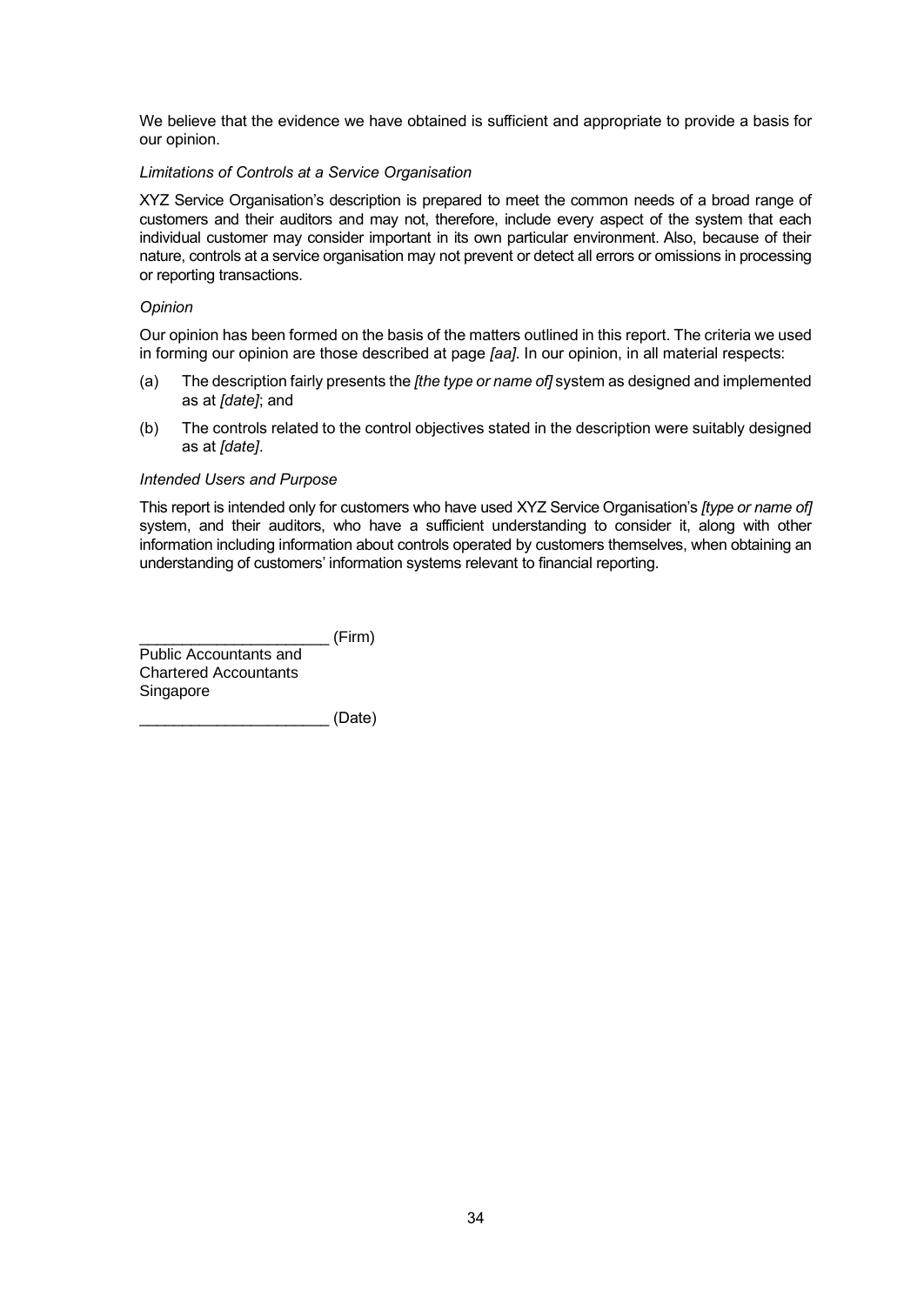We believe that the evidence we have obtained is sufficient and appropriate to provide a basis for our opinion.

*Limitations of Controls at a Service Organisation*

XYZ Service Organisation's description is prepared to meet the common needs of a broad range of customers and their auditors and may not, therefore, include every aspect of the system that each individual customer may consider important in its own particular environment. Also, because of their nature, controls at a service organisation may not prevent or detect all errors or omissions in processing or reporting transactions.

*Opinion*

Our opinion has been formed on the basis of the matters outlined in this report. The criteria we used in forming our opinion are those described at page *[aa]*. In our opinion, in all material respects:

(a) The description fairly presents the *[the type or name of]* system as designed and implemented as at *[date]*; and

(b) The controls related to the control objectives stated in the description were suitably designed as at *[date]*.

*Intended Users and Purpose*

This report is intended only for customers who have used XYZ Service Organisation's *[type or name of]* system, and their auditors, who have a sufficient understanding to consider it, along with other information including information about controls operated by customers themselves, when obtaining an understanding of customers' information systems relevant to financial reporting.

______________________ (Firm)
Public Accountants and
Chartered Accountants
Singapore

______________________ (Date)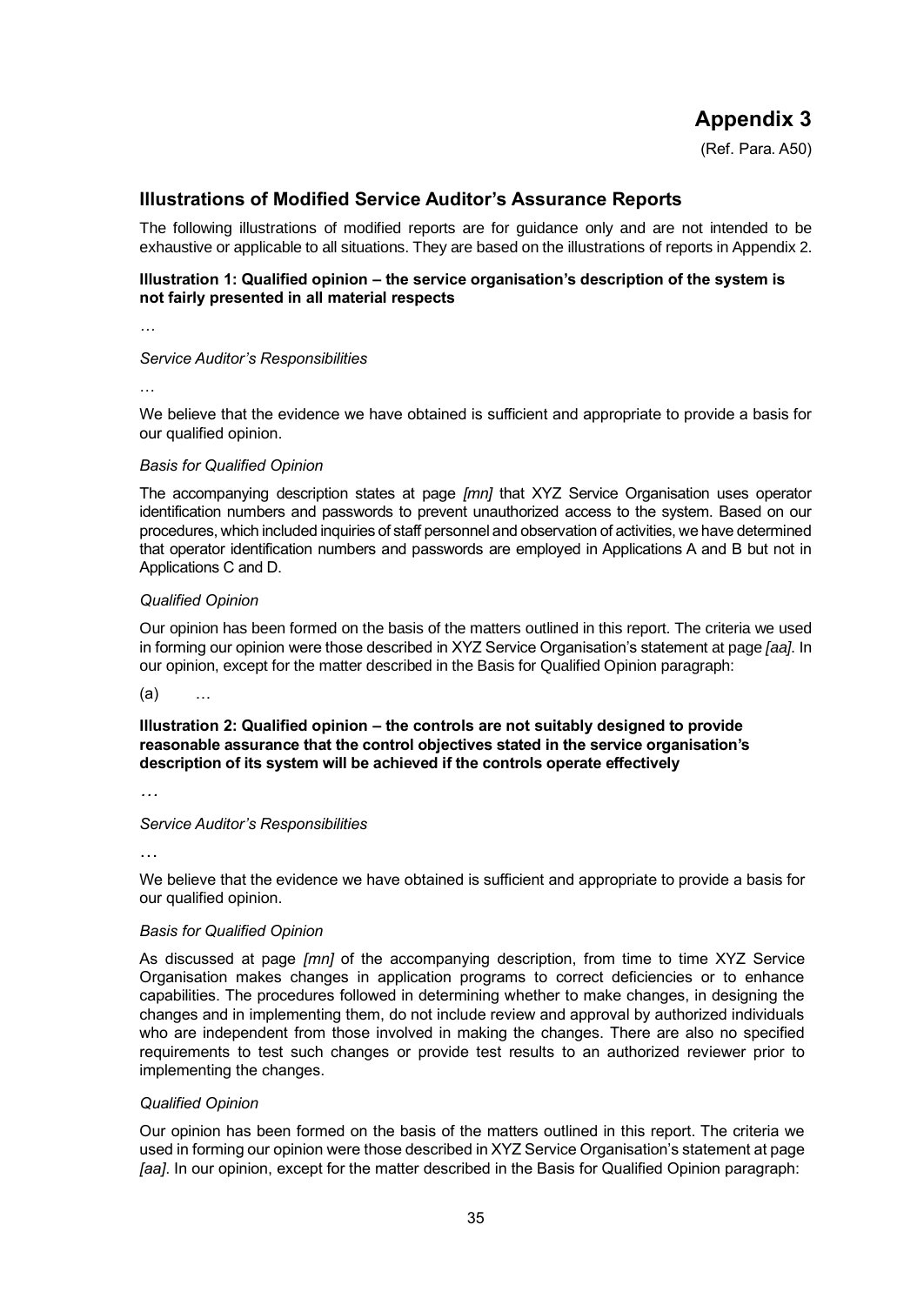# Appendix 3

(Ref. Para. A50)

## Illustrations of Modified Service Auditor's Assurance Reports

The following illustrations of modified reports are for guidance only and are not intended to be exhaustive or applicable to all situations. They are based on the illustrations of reports in Appendix 2.

**Illustration 1: Qualified opinion – the service organisation's description of the system is not fairly presented in all material respects**

…

*Service Auditor's Responsibilities*

…

We believe that the evidence we have obtained is sufficient and appropriate to provide a basis for our qualified opinion.

*Basis for Qualified Opinion*

The accompanying description states at page *[mn]* that XYZ Service Organisation uses operator identification numbers and passwords to prevent unauthorized access to the system. Based on our procedures, which included inquiries of staff personnel and observation of activities, we have determined that operator identification numbers and passwords are employed in Applications A and B but not in Applications C and D.

*Qualified Opinion*

Our opinion has been formed on the basis of the matters outlined in this report. The criteria we used in forming our opinion were those described in XYZ Service Organisation's statement at page *[aa]*. In our opinion, except for the matter described in the Basis for Qualified Opinion paragraph:

(a) …

**Illustration 2: Qualified opinion – the controls are not suitably designed to provide reasonable assurance that the control objectives stated in the service organisation's description of its system will be achieved if the controls operate effectively**

…

*Service Auditor's Responsibilities*

…

We believe that the evidence we have obtained is sufficient and appropriate to provide a basis for our qualified opinion.

*Basis for Qualified Opinion*

As discussed at page *[mn]* of the accompanying description, from time to time XYZ Service Organisation makes changes in application programs to correct deficiencies or to enhance capabilities. The procedures followed in determining whether to make changes, in designing the changes and in implementing them, do not include review and approval by authorized individuals who are independent from those involved in making the changes. There are also no specified requirements to test such changes or provide test results to an authorized reviewer prior to implementing the changes.

*Qualified Opinion*

Our opinion has been formed on the basis of the matters outlined in this report. The criteria we used in forming our opinion were those described in XYZ Service Organisation's statement at page *[aa]*. In our opinion, except for the matter described in the Basis for Qualified Opinion paragraph: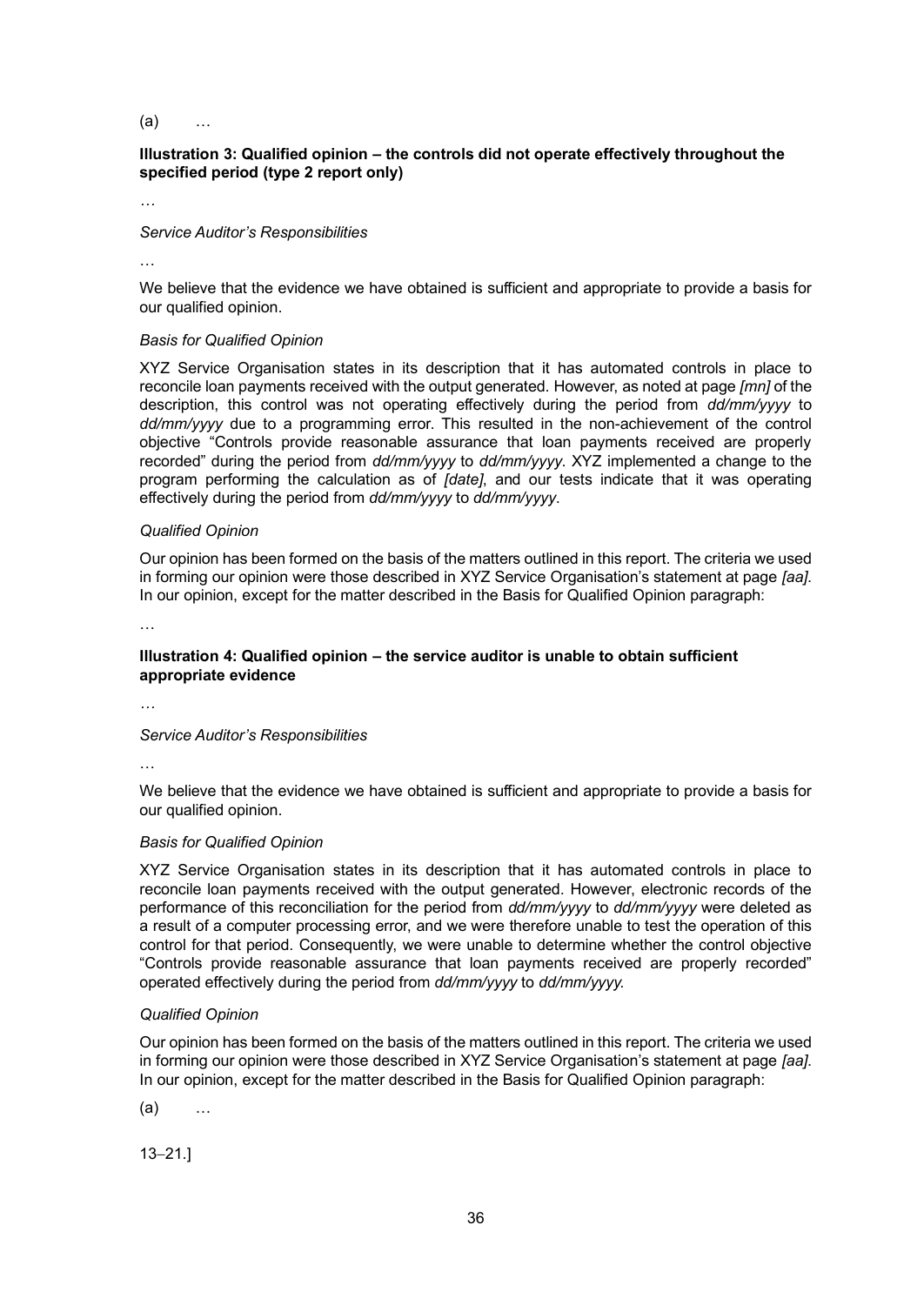(a) …

**Illustration 3: Qualified opinion – the controls did not operate effectively throughout the specified period (type 2 report only)**

…

*Service Auditor's Responsibilities*

…

We believe that the evidence we have obtained is sufficient and appropriate to provide a basis for our qualified opinion.

*Basis for Qualified Opinion*

XYZ Service Organisation states in its description that it has automated controls in place to reconcile loan payments received with the output generated. However, as noted at page *[mn]* of the description, this control was not operating effectively during the period from *dd/mm/yyyy* to *dd/mm/yyyy* due to a programming error. This resulted in the non-achievement of the control objective "Controls provide reasonable assurance that loan payments received are properly recorded" during the period from *dd/mm/yyyy* to *dd/mm/yyyy*. XYZ implemented a change to the program performing the calculation as of *[date]*, and our tests indicate that it was operating effectively during the period from *dd/mm/yyyy* to *dd/mm/yyyy*.

*Qualified Opinion*

Our opinion has been formed on the basis of the matters outlined in this report. The criteria we used in forming our opinion were those described in XYZ Service Organisation's statement at page *[aa]*. In our opinion, except for the matter described in the Basis for Qualified Opinion paragraph:

…

**Illustration 4: Qualified opinion – the service auditor is unable to obtain sufficient appropriate evidence**

…

*Service Auditor's Responsibilities*

…

We believe that the evidence we have obtained is sufficient and appropriate to provide a basis for our qualified opinion.

*Basis for Qualified Opinion*

XYZ Service Organisation states in its description that it has automated controls in place to reconcile loan payments received with the output generated. However, electronic records of the performance of this reconciliation for the period from *dd/mm/yyyy* to *dd/mm/yyyy* were deleted as a result of a computer processing error, and we were therefore unable to test the operation of this control for that period. Consequently, we were unable to determine whether the control objective "Controls provide reasonable assurance that loan payments received are properly recorded" operated effectively during the period from *dd/mm/yyyy* to *dd/mm/yyyy.*

*Qualified Opinion*

Our opinion has been formed on the basis of the matters outlined in this report. The criteria we used in forming our opinion were those described in XYZ Service Organisation's statement at page *[aa]*. In our opinion, except for the matter described in the Basis for Qualified Opinion paragraph:

(a) …

13–21.]